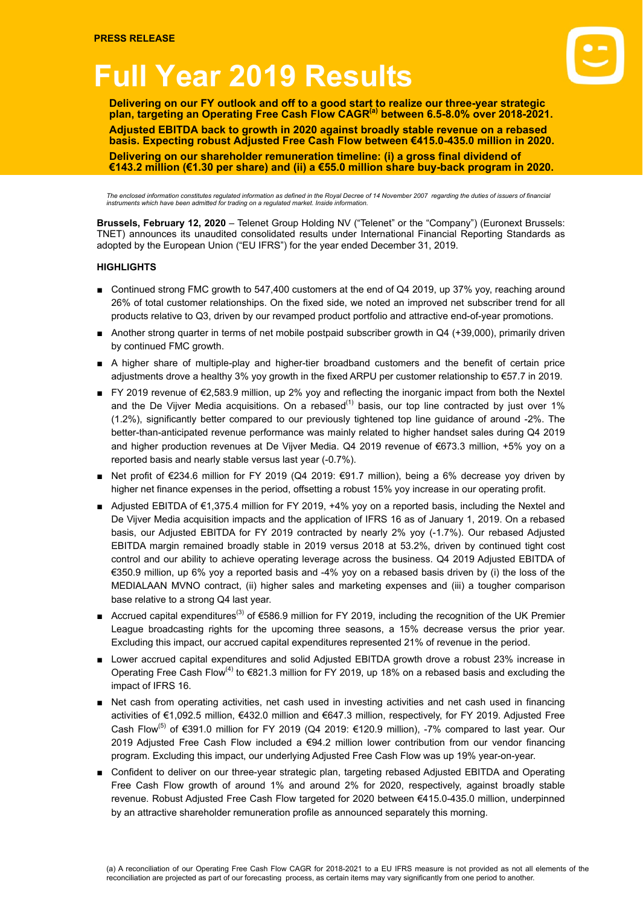**PRESS RELEASE**

# Full Year 2019 Results

**Delivering on our FY outlook and off to a good start to realize our three-year strategic plan, targeting an Operating Free Cash Flow CAGR[(a)] between 6.5-8.0% over 2018-2021.**

**Adjusted EBITDA back to growth in 2020 against broadly stable revenue on a rebased basis. Expecting robust Adjusted Free Cash Flow between €415.0-435.0 million in 2020.**

**Delivering on our shareholder remuneration timeline: (i) a gross final dividend of €143.2 million (€1.30 per share) and (ii) a €55.0 million share buy-back program in 2020.**

*The enclosed information constitutes regulated information as defined in the Royal Decree of 14 November 2007 regarding the duties of issuers of financial instruments which have been admitted for trading on a regulated market. Inside information.*

**Brussels, February 12, 2020** – Telenet Group Holding NV ("Telenet" or the "Company") (Euronext Brussels: TNET) announces its unaudited consolidated results under International Financial Reporting Standards as adopted by the European Union ("EU IFRS") for the year ended December 31, 2019.

**HIGHLIGHTS**

- Continued strong FMC growth to 547,400 customers at the end of Q4 2019, up 37% yoy, reaching around 26% of total customer relationships. On the fixed side, we noted an improved net subscriber trend for all products relative to Q3, driven by our revamped product portfolio and attractive end-of-year promotions.
- Another strong quarter in terms of net mobile postpaid subscriber growth in Q4 (+39,000), primarily driven by continued FMC growth.
- A higher share of multiple-play and higher-tier broadband customers and the benefit of certain price adjustments drove a healthy 3% yoy growth in the fixed ARPU per customer relationship to €57.7 in 2019.
- FY 2019 revenue of €2,583.9 million, up 2% yoy and reflecting the inorganic impact from both the Nextel and the De Vijver Media acquisitions. On a rebased[(1)] basis, our top line contracted by just over 1% (1.2%), significantly better compared to our previously tightened top line guidance of around -2%. The better-than-anticipated revenue performance was mainly related to higher handset sales during Q4 2019 and higher production revenues at De Vijver Media. Q4 2019 revenue of €673.3 million, +5% yoy on a reported basis and nearly stable versus last year (-0.7%).
- Net profit of €234.6 million for FY 2019 (Q4 2019: €91.7 million), being a 6% decrease yoy driven by higher net finance expenses in the period, offsetting a robust 15% yoy increase in our operating profit.
- Adjusted EBITDA of €1,375.4 million for FY 2019, +4% yoy on a reported basis, including the Nextel and De Vijver Media acquisition impacts and the application of IFRS 16 as of January 1, 2019. On a rebased basis, our Adjusted EBITDA for FY 2019 contracted by nearly 2% yoy (-1.7%). Our rebased Adjusted EBITDA margin remained broadly stable in 2019 versus 2018 at 53.2%, driven by continued tight cost control and our ability to achieve operating leverage across the business. Q4 2019 Adjusted EBITDA of €350.9 million, up 6% yoy a reported basis and -4% yoy on a rebased basis driven by (i) the loss of the MEDIALAAN MVNO contract, (ii) higher sales and marketing expenses and (iii) a tougher comparison base relative to a strong Q4 last year.
- Accrued capital expenditures[(3)] of €586.9 million for FY 2019, including the recognition of the UK Premier League broadcasting rights for the upcoming three seasons, a 15% decrease versus the prior year. Excluding this impact, our accrued capital expenditures represented 21% of revenue in the period.
- Lower accrued capital expenditures and solid Adjusted EBITDA growth drove a robust 23% increase in Operating Free Cash Flow[(4)] to €821.3 million for FY 2019, up 18% on a rebased basis and excluding the impact of IFRS 16.
- Net cash from operating activities, net cash used in investing activities and net cash used in financing activities of €1,092.5 million, €432.0 million and €647.3 million, respectively, for FY 2019. Adjusted Free Cash Flow[(5)] of €391.0 million for FY 2019 (Q4 2019: €120.9 million), -7% compared to last year. Our 2019 Adjusted Free Cash Flow included a €94.2 million lower contribution from our vendor financing program. Excluding this impact, our underlying Adjusted Free Cash Flow was up 19% year-on-year.
- Confident to deliver on our three-year strategic plan, targeting rebased Adjusted EBITDA and Operating Free Cash Flow growth of around 1% and around 2% for 2020, respectively, against broadly stable revenue. Robust Adjusted Free Cash Flow targeted for 2020 between €415.0-435.0 million, underpinned by an attractive shareholder remuneration profile as announced separately this morning.

(a) A reconciliation of our Operating Free Cash Flow CAGR for 2018-2021 to a EU IFRS measure is not provided as not all elements of the reconciliation are projected as part of our forecasting process, as certain items may vary significantly from one period to another.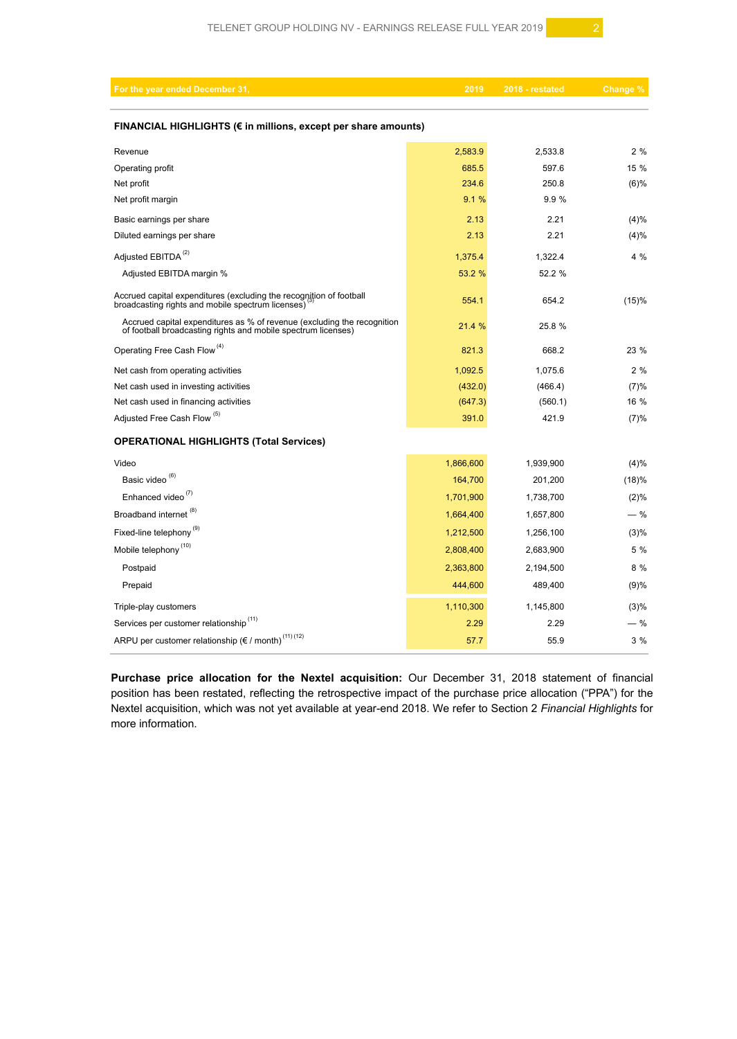| For the year ended December 31, | 2019 | 2018 - restated | Change % |
|---|---|---|---|
| **FINANCIAL HIGHLIGHTS (€ in millions, except per share amounts)** | | | |
| Revenue | 2,583.9 | 2,533.8 | 2 % |
| Operating profit | 685.5 | 597.6 | 15 % |
| Net profit | 234.6 | 250.8 | (6)% |
| Net profit margin | 9.1 % | 9.9 % | |
| Basic earnings per share | 2.13 | 2.21 | (4)% |
| Diluted earnings per share | 2.13 | 2.21 | (4)% |
| Adjusted EBITDA [(2)] | 1,375.4 | 1,322.4 | 4 % |
| Adjusted EBITDA margin % | 53.2 % | 52.2 % | |
| Accrued capital expenditures (excluding the recognition of football broadcasting rights and mobile spectrum licenses) [(3)] | 554.1 | 654.2 | (15)% |
| Accrued capital expenditures as % of revenue (excluding the recognition of football broadcasting rights and mobile spectrum licenses) | 21.4 % | 25.8 % | |
| Operating Free Cash Flow [(4)] | 821.3 | 668.2 | 23 % |
| Net cash from operating activities | 1,092.5 | 1,075.6 | 2 % |
| Net cash used in investing activities | (432.0) | (466.4) | (7)% |
| Net cash used in financing activities | (647.3) | (560.1) | 16 % |
| Adjusted Free Cash Flow [(5)] | 391.0 | 421.9 | (7)% |
| **OPERATIONAL HIGHLIGHTS (Total Services)** | | | |
| Video | 1,866,600 | 1,939,900 | (4)% |
| Basic video [(6)] | 164,700 | 201,200 | (18)% |
| Enhanced video [(7)] | 1,701,900 | 1,738,700 | (2)% |
| Broadband internet [(8)] | 1,664,400 | 1,657,800 | — % |
| Fixed-line telephony [(9)] | 1,212,500 | 1,256,100 | (3)% |
| Mobile telephony [(10)] | 2,808,400 | 2,683,900 | 5 % |
| Postpaid | 2,363,800 | 2,194,500 | 8 % |
| Prepaid | 444,600 | 489,400 | (9)% |
| Triple-play customers | 1,110,300 | 1,145,800 | (3)% |
| Services per customer relationship [(11)] | 2.29 | 2.29 | — % |
| ARPU per customer relationship (€ / month) [(11) (12)] | 57.7 | 55.9 | 3 % |

**Purchase price allocation for the Nextel acquisition:** Our December 31, 2018 statement of financial position has been restated, reflecting the retrospective impact of the purchase price allocation ("PPA") for the Nextel acquisition, which was not yet available at year-end 2018. We refer to Section 2 *Financial Highlights* for more information.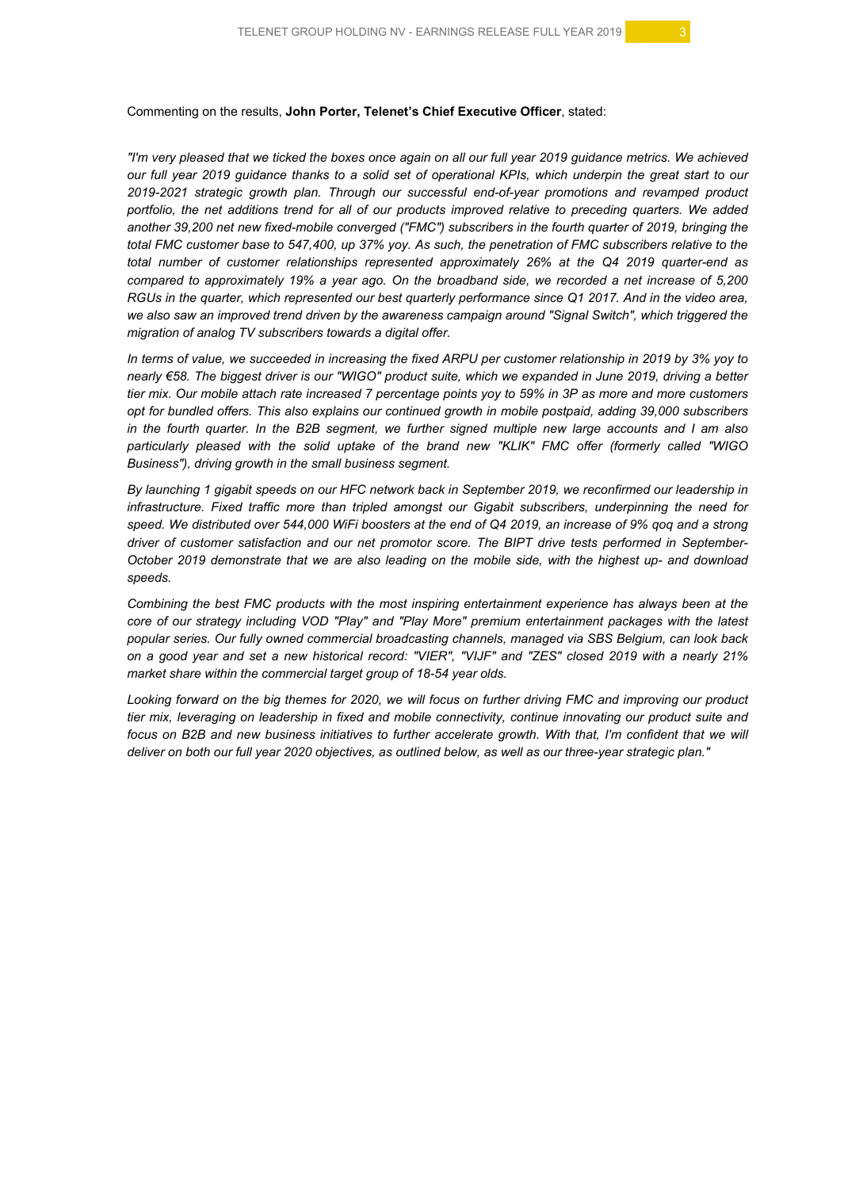Commenting on the results, **John Porter, Telenet's Chief Executive Officer**, stated:

*"I'm very pleased that we ticked the boxes once again on all our full year 2019 guidance metrics. We achieved our full year 2019 guidance thanks to a solid set of operational KPIs, which underpin the great start to our 2019-2021 strategic growth plan. Through our successful end-of-year promotions and revamped product portfolio, the net additions trend for all of our products improved relative to preceding quarters. We added another 39,200 net new fixed-mobile converged ("FMC") subscribers in the fourth quarter of 2019, bringing the total FMC customer base to 547,400, up 37% yoy. As such, the penetration of FMC subscribers relative to the total number of customer relationships represented approximately 26% at the Q4 2019 quarter-end as compared to approximately 19% a year ago. On the broadband side, we recorded a net increase of 5,200 RGUs in the quarter, which represented our best quarterly performance since Q1 2017. And in the video area, we also saw an improved trend driven by the awareness campaign around "Signal Switch", which triggered the migration of analog TV subscribers towards a digital offer.*

*In terms of value, we succeeded in increasing the fixed ARPU per customer relationship in 2019 by 3% yoy to nearly €58. The biggest driver is our "WIGO" product suite, which we expanded in June 2019, driving a better tier mix. Our mobile attach rate increased 7 percentage points yoy to 59% in 3P as more and more customers opt for bundled offers. This also explains our continued growth in mobile postpaid, adding 39,000 subscribers in the fourth quarter. In the B2B segment, we further signed multiple new large accounts and I am also particularly pleased with the solid uptake of the brand new "KLIK" FMC offer (formerly called "WIGO Business"), driving growth in the small business segment.*

*By launching 1 gigabit speeds on our HFC network back in September 2019, we reconfirmed our leadership in infrastructure. Fixed traffic more than tripled amongst our Gigabit subscribers, underpinning the need for speed. We distributed over 544,000 WiFi boosters at the end of Q4 2019, an increase of 9% qoq and a strong driver of customer satisfaction and our net promotor score. The BIPT drive tests performed in September-October 2019 demonstrate that we are also leading on the mobile side, with the highest up- and download speeds.*

*Combining the best FMC products with the most inspiring entertainment experience has always been at the core of our strategy including VOD "Play" and "Play More" premium entertainment packages with the latest popular series. Our fully owned commercial broadcasting channels, managed via SBS Belgium, can look back on a good year and set a new historical record: "VIER", "VIJF" and "ZES" closed 2019 with a nearly 21% market share within the commercial target group of 18-54 year olds.*

*Looking forward on the big themes for 2020, we will focus on further driving FMC and improving our product tier mix, leveraging on leadership in fixed and mobile connectivity, continue innovating our product suite and focus on B2B and new business initiatives to further accelerate growth. With that, I'm confident that we will deliver on both our full year 2020 objectives, as outlined below, as well as our three-year strategic plan."*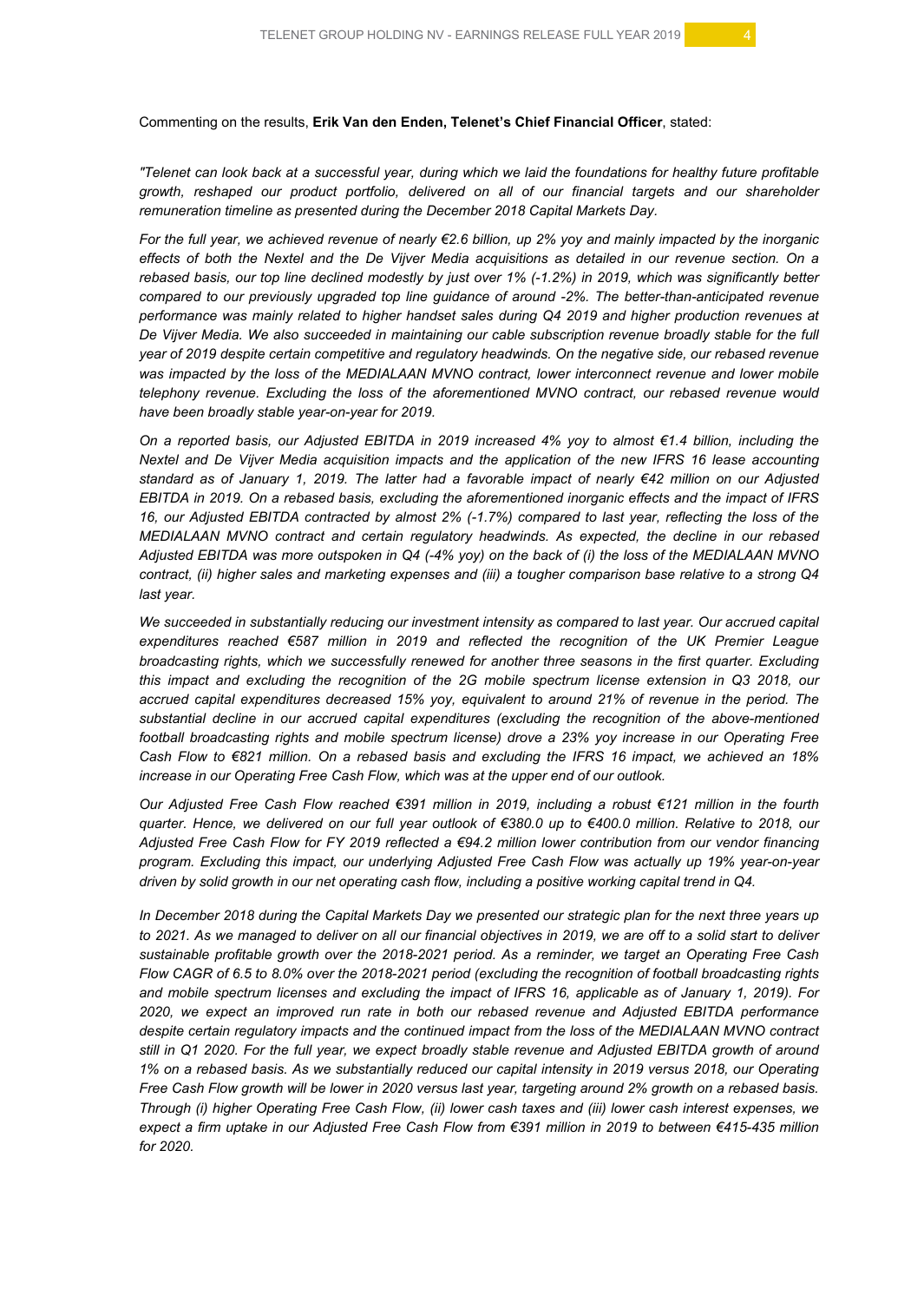Commenting on the results, **Erik Van den Enden, Telenet's Chief Financial Officer**, stated:

*"Telenet can look back at a successful year, during which we laid the foundations for healthy future profitable growth, reshaped our product portfolio, delivered on all of our financial targets and our shareholder remuneration timeline as presented during the December 2018 Capital Markets Day.*

*For the full year, we achieved revenue of nearly €2.6 billion, up 2% yoy and mainly impacted by the inorganic effects of both the Nextel and the De Vijver Media acquisitions as detailed in our revenue section. On a rebased basis, our top line declined modestly by just over 1% (-1.2%) in 2019, which was significantly better compared to our previously upgraded top line guidance of around -2%. The better-than-anticipated revenue performance was mainly related to higher handset sales during Q4 2019 and higher production revenues at De Vijver Media. We also succeeded in maintaining our cable subscription revenue broadly stable for the full year of 2019 despite certain competitive and regulatory headwinds. On the negative side, our rebased revenue was impacted by the loss of the MEDIALAAN MVNO contract, lower interconnect revenue and lower mobile telephony revenue. Excluding the loss of the aforementioned MVNO contract, our rebased revenue would have been broadly stable year-on-year for 2019.*

*On a reported basis, our Adjusted EBITDA in 2019 increased 4% yoy to almost €1.4 billion, including the Nextel and De Vijver Media acquisition impacts and the application of the new IFRS 16 lease accounting standard as of January 1, 2019. The latter had a favorable impact of nearly €42 million on our Adjusted EBITDA in 2019. On a rebased basis, excluding the aforementioned inorganic effects and the impact of IFRS 16, our Adjusted EBITDA contracted by almost 2% (-1.7%) compared to last year, reflecting the loss of the MEDIALAAN MVNO contract and certain regulatory headwinds. As expected, the decline in our rebased Adjusted EBITDA was more outspoken in Q4 (-4% yoy) on the back of (i) the loss of the MEDIALAAN MVNO contract, (ii) higher sales and marketing expenses and (iii) a tougher comparison base relative to a strong Q4 last year.*

*We succeeded in substantially reducing our investment intensity as compared to last year. Our accrued capital expenditures reached €587 million in 2019 and reflected the recognition of the UK Premier League broadcasting rights, which we successfully renewed for another three seasons in the first quarter. Excluding this impact and excluding the recognition of the 2G mobile spectrum license extension in Q3 2018, our accrued capital expenditures decreased 15% yoy, equivalent to around 21% of revenue in the period. The substantial decline in our accrued capital expenditures (excluding the recognition of the above-mentioned football broadcasting rights and mobile spectrum license) drove a 23% yoy increase in our Operating Free Cash Flow to €821 million. On a rebased basis and excluding the IFRS 16 impact, we achieved an 18% increase in our Operating Free Cash Flow, which was at the upper end of our outlook.*

*Our Adjusted Free Cash Flow reached €391 million in 2019, including a robust €121 million in the fourth quarter. Hence, we delivered on our full year outlook of €380.0 up to €400.0 million. Relative to 2018, our Adjusted Free Cash Flow for FY 2019 reflected a €94.2 million lower contribution from our vendor financing program. Excluding this impact, our underlying Adjusted Free Cash Flow was actually up 19% year-on-year driven by solid growth in our net operating cash flow, including a positive working capital trend in Q4.*

*In December 2018 during the Capital Markets Day we presented our strategic plan for the next three years up to 2021. As we managed to deliver on all our financial objectives in 2019, we are off to a solid start to deliver sustainable profitable growth over the 2018-2021 period. As a reminder, we target an Operating Free Cash Flow CAGR of 6.5 to 8.0% over the 2018-2021 period (excluding the recognition of football broadcasting rights and mobile spectrum licenses and excluding the impact of IFRS 16, applicable as of January 1, 2019). For 2020, we expect an improved run rate in both our rebased revenue and Adjusted EBITDA performance despite certain regulatory impacts and the continued impact from the loss of the MEDIALAAN MVNO contract still in Q1 2020. For the full year, we expect broadly stable revenue and Adjusted EBITDA growth of around 1% on a rebased basis. As we substantially reduced our capital intensity in 2019 versus 2018, our Operating Free Cash Flow growth will be lower in 2020 versus last year, targeting around 2% growth on a rebased basis. Through (i) higher Operating Free Cash Flow, (ii) lower cash taxes and (iii) lower cash interest expenses, we expect a firm uptake in our Adjusted Free Cash Flow from €391 million in 2019 to between €415-435 million for 2020.*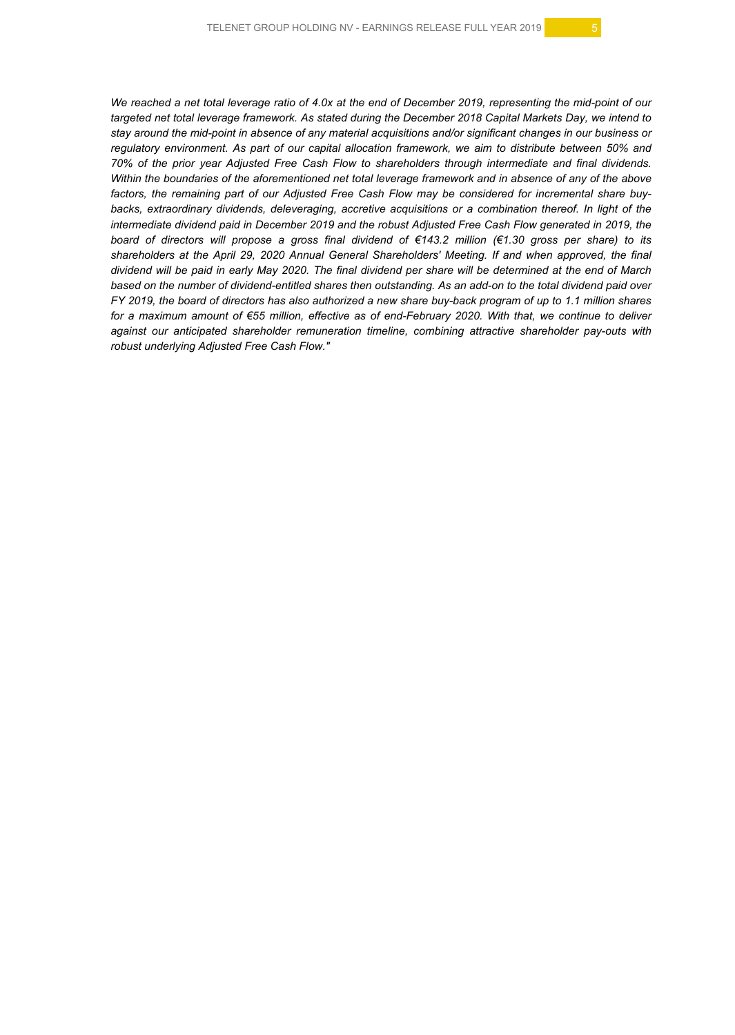*We reached a net total leverage ratio of 4.0x at the end of December 2019, representing the mid-point of our targeted net total leverage framework. As stated during the December 2018 Capital Markets Day, we intend to stay around the mid-point in absence of any material acquisitions and/or significant changes in our business or regulatory environment. As part of our capital allocation framework, we aim to distribute between 50% and 70% of the prior year Adjusted Free Cash Flow to shareholders through intermediate and final dividends. Within the boundaries of the aforementioned net total leverage framework and in absence of any of the above factors, the remaining part of our Adjusted Free Cash Flow may be considered for incremental share buy-backs, extraordinary dividends, deleveraging, accretive acquisitions or a combination thereof. In light of the intermediate dividend paid in December 2019 and the robust Adjusted Free Cash Flow generated in 2019, the board of directors will propose a gross final dividend of €143.2 million (€1.30 gross per share) to its shareholders at the April 29, 2020 Annual General Shareholders' Meeting. If and when approved, the final dividend will be paid in early May 2020. The final dividend per share will be determined at the end of March based on the number of dividend-entitled shares then outstanding. As an add-on to the total dividend paid over FY 2019, the board of directors has also authorized a new share buy-back program of up to 1.1 million shares for a maximum amount of €55 million, effective as of end-February 2020. With that, we continue to deliver against our anticipated shareholder remuneration timeline, combining attractive shareholder pay-outs with robust underlying Adjusted Free Cash Flow."*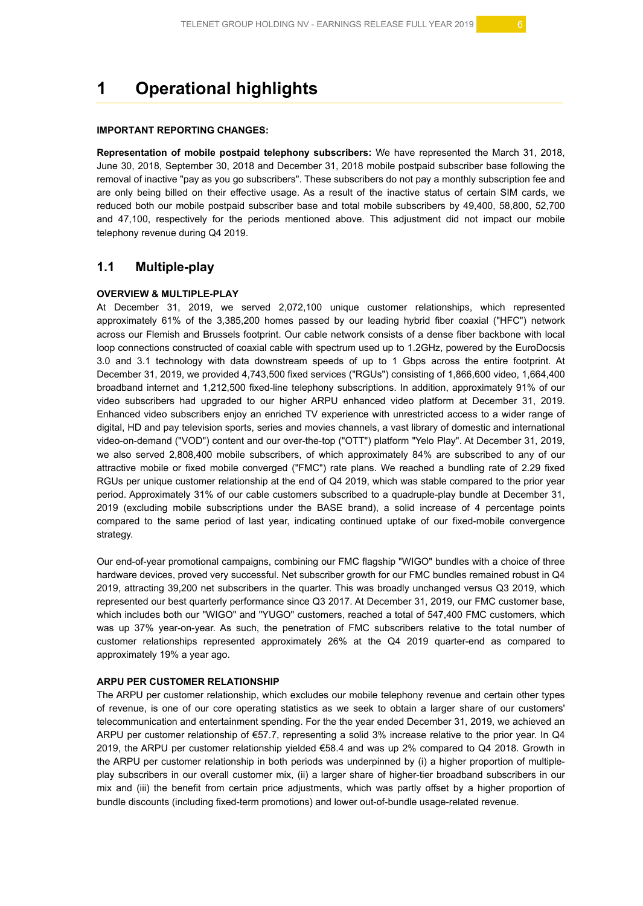# 1 Operational highlights

**IMPORTANT REPORTING CHANGES:**

**Representation of mobile postpaid telephony subscribers:** We have represented the March 31, 2018, June 30, 2018, September 30, 2018 and December 31, 2018 mobile postpaid subscriber base following the removal of inactive "pay as you go subscribers". These subscribers do not pay a monthly subscription fee and are only being billed on their effective usage. As a result of the inactive status of certain SIM cards, we reduced both our mobile postpaid subscriber base and total mobile subscribers by 49,400, 58,800, 52,700 and 47,100, respectively for the periods mentioned above. This adjustment did not impact our mobile telephony revenue during Q4 2019.

## 1.1 Multiple-play

**OVERVIEW & MULTIPLE-PLAY**

At December 31, 2019, we served 2,072,100 unique customer relationships, which represented approximately 61% of the 3,385,200 homes passed by our leading hybrid fiber coaxial ("HFC") network across our Flemish and Brussels footprint. Our cable network consists of a dense fiber backbone with local loop connections constructed of coaxial cable with spectrum used up to 1.2GHz, powered by the EuroDocsis 3.0 and 3.1 technology with data downstream speeds of up to 1 Gbps across the entire footprint. At December 31, 2019, we provided 4,743,500 fixed services ("RGUs") consisting of 1,866,600 video, 1,664,400 broadband internet and 1,212,500 fixed-line telephony subscriptions. In addition, approximately 91% of our video subscribers had upgraded to our higher ARPU enhanced video platform at December 31, 2019. Enhanced video subscribers enjoy an enriched TV experience with unrestricted access to a wider range of digital, HD and pay television sports, series and movies channels, a vast library of domestic and international video-on-demand ("VOD") content and our over-the-top ("OTT") platform "Yelo Play". At December 31, 2019, we also served 2,808,400 mobile subscribers, of which approximately 84% are subscribed to any of our attractive mobile or fixed mobile converged ("FMC") rate plans. We reached a bundling rate of 2.29 fixed RGUs per unique customer relationship at the end of Q4 2019, which was stable compared to the prior year period. Approximately 31% of our cable customers subscribed to a quadruple-play bundle at December 31, 2019 (excluding mobile subscriptions under the BASE brand), a solid increase of 4 percentage points compared to the same period of last year, indicating continued uptake of our fixed-mobile convergence strategy.

Our end-of-year promotional campaigns, combining our FMC flagship "WIGO" bundles with a choice of three hardware devices, proved very successful. Net subscriber growth for our FMC bundles remained robust in Q4 2019, attracting 39,200 net subscribers in the quarter. This was broadly unchanged versus Q3 2019, which represented our best quarterly performance since Q3 2017. At December 31, 2019, our FMC customer base, which includes both our "WIGO" and "YUGO" customers, reached a total of 547,400 FMC customers, which was up 37% year-on-year. As such, the penetration of FMC subscribers relative to the total number of customer relationships represented approximately 26% at the Q4 2019 quarter-end as compared to approximately 19% a year ago.

**ARPU PER CUSTOMER RELATIONSHIP**

The ARPU per customer relationship, which excludes our mobile telephony revenue and certain other types of revenue, is one of our core operating statistics as we seek to obtain a larger share of our customers' telecommunication and entertainment spending. For the the year ended December 31, 2019, we achieved an ARPU per customer relationship of €57.7, representing a solid 3% increase relative to the prior year. In Q4 2019, the ARPU per customer relationship yielded €58.4 and was up 2% compared to Q4 2018. Growth in the ARPU per customer relationship in both periods was underpinned by (i) a higher proportion of multiple-play subscribers in our overall customer mix, (ii) a larger share of higher-tier broadband subscribers in our mix and (iii) the benefit from certain price adjustments, which was partly offset by a higher proportion of bundle discounts (including fixed-term promotions) and lower out-of-bundle usage-related revenue.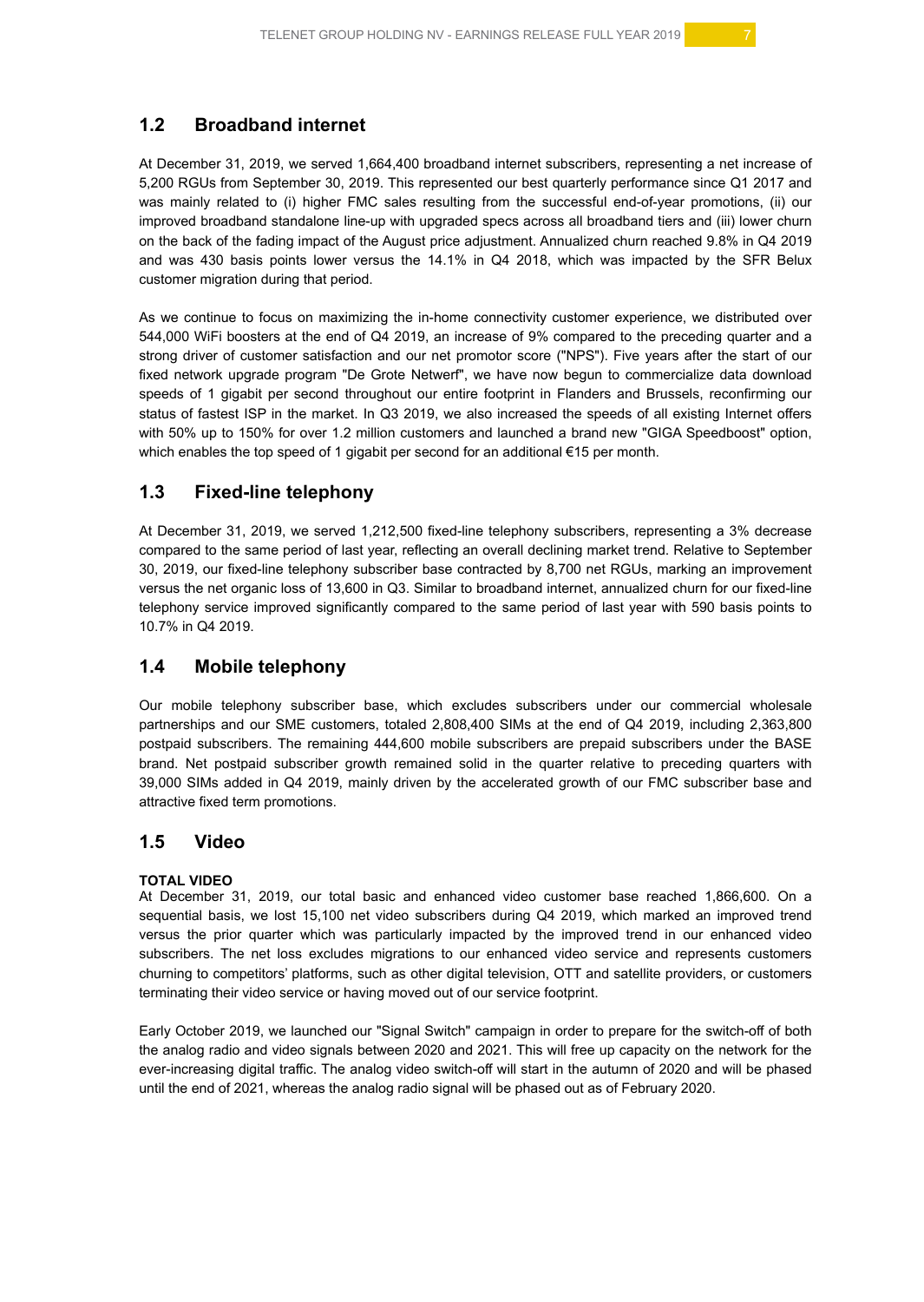## 1.2 Broadband internet

At December 31, 2019, we served 1,664,400 broadband internet subscribers, representing a net increase of 5,200 RGUs from September 30, 2019. This represented our best quarterly performance since Q1 2017 and was mainly related to (i) higher FMC sales resulting from the successful end-of-year promotions, (ii) our improved broadband standalone line-up with upgraded specs across all broadband tiers and (iii) lower churn on the back of the fading impact of the August price adjustment. Annualized churn reached 9.8% in Q4 2019 and was 430 basis points lower versus the 14.1% in Q4 2018, which was impacted by the SFR Belux customer migration during that period.

As we continue to focus on maximizing the in-home connectivity customer experience, we distributed over 544,000 WiFi boosters at the end of Q4 2019, an increase of 9% compared to the preceding quarter and a strong driver of customer satisfaction and our net promotor score ("NPS"). Five years after the start of our fixed network upgrade program "De Grote Netwerf", we have now begun to commercialize data download speeds of 1 gigabit per second throughout our entire footprint in Flanders and Brussels, reconfirming our status of fastest ISP in the market. In Q3 2019, we also increased the speeds of all existing Internet offers with 50% up to 150% for over 1.2 million customers and launched a brand new "GIGA Speedboost" option, which enables the top speed of 1 gigabit per second for an additional €15 per month.

## 1.3 Fixed-line telephony

At December 31, 2019, we served 1,212,500 fixed-line telephony subscribers, representing a 3% decrease compared to the same period of last year, reflecting an overall declining market trend. Relative to September 30, 2019, our fixed-line telephony subscriber base contracted by 8,700 net RGUs, marking an improvement versus the net organic loss of 13,600 in Q3. Similar to broadband internet, annualized churn for our fixed-line telephony service improved significantly compared to the same period of last year with 590 basis points to 10.7% in Q4 2019.

## 1.4 Mobile telephony

Our mobile telephony subscriber base, which excludes subscribers under our commercial wholesale partnerships and our SME customers, totaled 2,808,400 SIMs at the end of Q4 2019, including 2,363,800 postpaid subscribers. The remaining 444,600 mobile subscribers are prepaid subscribers under the BASE brand. Net postpaid subscriber growth remained solid in the quarter relative to preceding quarters with 39,000 SIMs added in Q4 2019, mainly driven by the accelerated growth of our FMC subscriber base and attractive fixed term promotions.

## 1.5 Video

**TOTAL VIDEO**

At December 31, 2019, our total basic and enhanced video customer base reached 1,866,600. On a sequential basis, we lost 15,100 net video subscribers during Q4 2019, which marked an improved trend versus the prior quarter which was particularly impacted by the improved trend in our enhanced video subscribers. The net loss excludes migrations to our enhanced video service and represents customers churning to competitors' platforms, such as other digital television, OTT and satellite providers, or customers terminating their video service or having moved out of our service footprint.

Early October 2019, we launched our "Signal Switch" campaign in order to prepare for the switch-off of both the analog radio and video signals between 2020 and 2021. This will free up capacity on the network for the ever-increasing digital traffic. The analog video switch-off will start in the autumn of 2020 and will be phased until the end of 2021, whereas the analog radio signal will be phased out as of February 2020.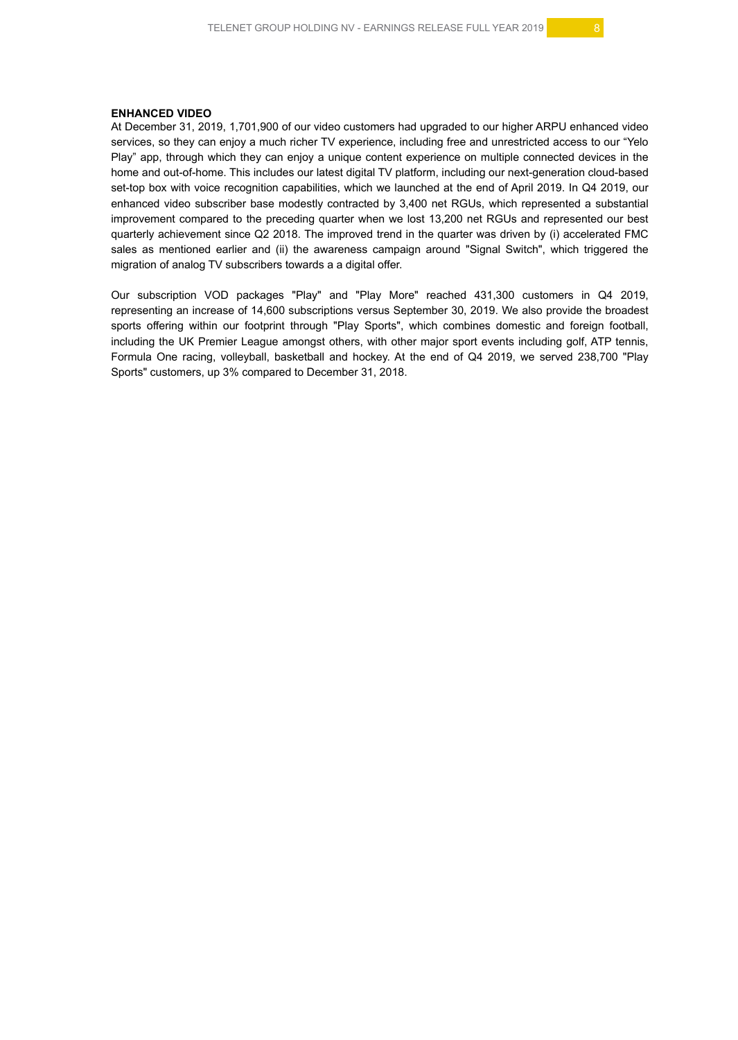**ENHANCED VIDEO**

At December 31, 2019, 1,701,900 of our video customers had upgraded to our higher ARPU enhanced video services, so they can enjoy a much richer TV experience, including free and unrestricted access to our “Yelo Play” app, through which they can enjoy a unique content experience on multiple connected devices in the home and out-of-home. This includes our latest digital TV platform, including our next-generation cloud-based set-top box with voice recognition capabilities, which we launched at the end of April 2019. In Q4 2019, our enhanced video subscriber base modestly contracted by 3,400 net RGUs, which represented a substantial improvement compared to the preceding quarter when we lost 13,200 net RGUs and represented our best quarterly achievement since Q2 2018. The improved trend in the quarter was driven by (i) accelerated FMC sales as mentioned earlier and (ii) the awareness campaign around "Signal Switch", which triggered the migration of analog TV subscribers towards a a digital offer.

Our subscription VOD packages "Play" and "Play More" reached 431,300 customers in Q4 2019, representing an increase of 14,600 subscriptions versus September 30, 2019. We also provide the broadest sports offering within our footprint through "Play Sports", which combines domestic and foreign football, including the UK Premier League amongst others, with other major sport events including golf, ATP tennis, Formula One racing, volleyball, basketball and hockey. At the end of Q4 2019, we served 238,700 "Play Sports" customers, up 3% compared to December 31, 2018.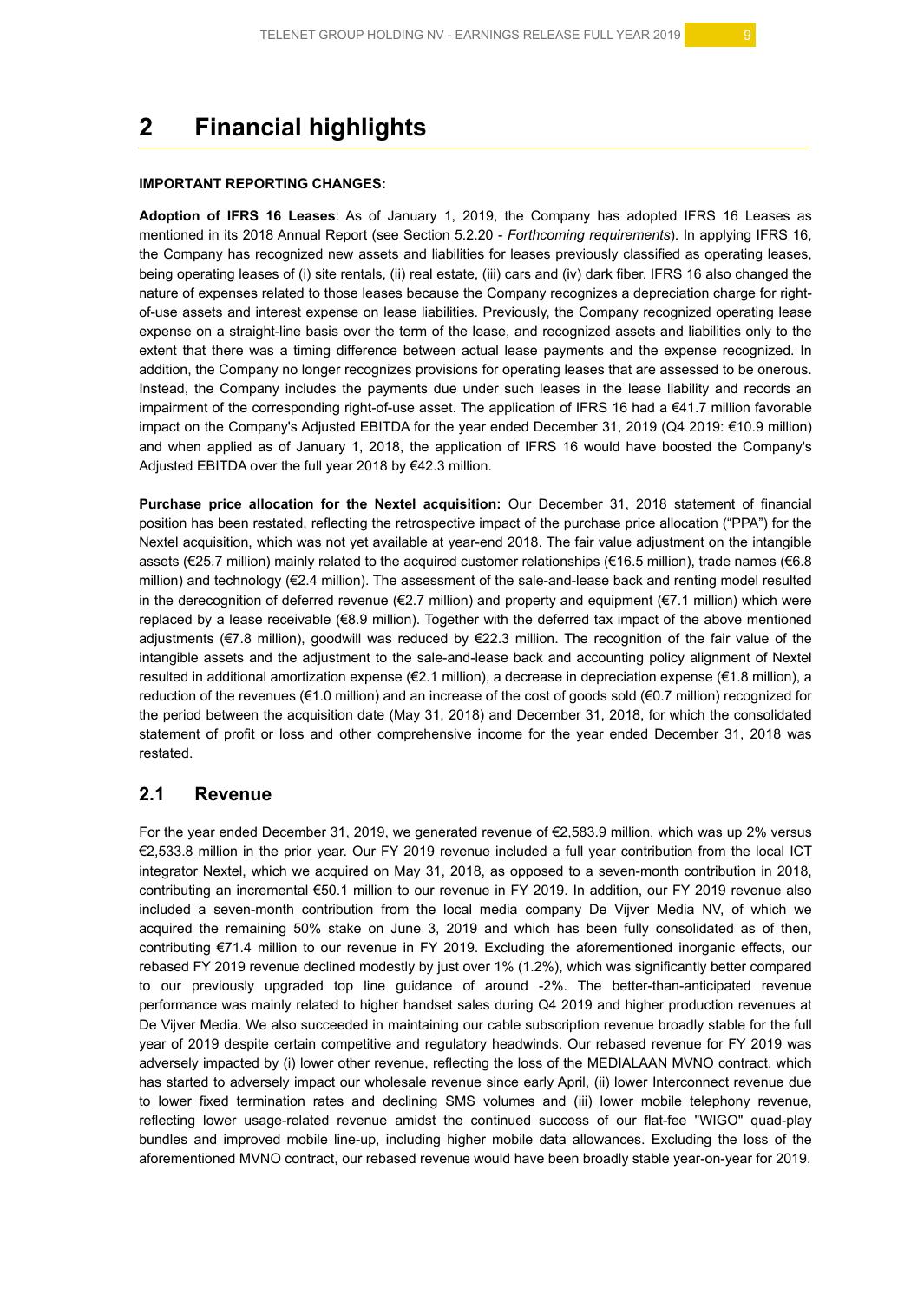# 2 Financial highlights

**IMPORTANT REPORTING CHANGES:**

**Adoption of IFRS 16 Leases**: As of January 1, 2019, the Company has adopted IFRS 16 Leases as mentioned in its 2018 Annual Report (see Section 5.2.20 - *Forthcoming requirements*). In applying IFRS 16, the Company has recognized new assets and liabilities for leases previously classified as operating leases, being operating leases of (i) site rentals, (ii) real estate, (iii) cars and (iv) dark fiber. IFRS 16 also changed the nature of expenses related to those leases because the Company recognizes a depreciation charge for right-of-use assets and interest expense on lease liabilities. Previously, the Company recognized operating lease expense on a straight-line basis over the term of the lease, and recognized assets and liabilities only to the extent that there was a timing difference between actual lease payments and the expense recognized. In addition, the Company no longer recognizes provisions for operating leases that are assessed to be onerous. Instead, the Company includes the payments due under such leases in the lease liability and records an impairment of the corresponding right-of-use asset. The application of IFRS 16 had a €41.7 million favorable impact on the Company's Adjusted EBITDA for the year ended December 31, 2019 (Q4 2019: €10.9 million) and when applied as of January 1, 2018, the application of IFRS 16 would have boosted the Company's Adjusted EBITDA over the full year 2018 by €42.3 million.

**Purchase price allocation for the Nextel acquisition:** Our December 31, 2018 statement of financial position has been restated, reflecting the retrospective impact of the purchase price allocation ("PPA") for the Nextel acquisition, which was not yet available at year-end 2018. The fair value adjustment on the intangible assets (€25.7 million) mainly related to the acquired customer relationships (€16.5 million), trade names (€6.8 million) and technology (€2.4 million). The assessment of the sale-and-lease back and renting model resulted in the derecognition of deferred revenue (€2.7 million) and property and equipment (€7.1 million) which were replaced by a lease receivable (€8.9 million). Together with the deferred tax impact of the above mentioned adjustments (€7.8 million), goodwill was reduced by €22.3 million. The recognition of the fair value of the intangible assets and the adjustment to the sale-and-lease back and accounting policy alignment of Nextel resulted in additional amortization expense (€2.1 million), a decrease in depreciation expense (€1.8 million), a reduction of the revenues (€1.0 million) and an increase of the cost of goods sold (€0.7 million) recognized for the period between the acquisition date (May 31, 2018) and December 31, 2018, for which the consolidated statement of profit or loss and other comprehensive income for the year ended December 31, 2018 was restated.

## 2.1 Revenue

For the year ended December 31, 2019, we generated revenue of €2,583.9 million, which was up 2% versus €2,533.8 million in the prior year. Our FY 2019 revenue included a full year contribution from the local ICT integrator Nextel, which we acquired on May 31, 2018, as opposed to a seven-month contribution in 2018, contributing an incremental €50.1 million to our revenue in FY 2019. In addition, our FY 2019 revenue also included a seven-month contribution from the local media company De Vijver Media NV, of which we acquired the remaining 50% stake on June 3, 2019 and which has been fully consolidated as of then, contributing €71.4 million to our revenue in FY 2019. Excluding the aforementioned inorganic effects, our rebased FY 2019 revenue declined modestly by just over 1% (1.2%), which was significantly better compared to our previously upgraded top line guidance of around -2%. The better-than-anticipated revenue performance was mainly related to higher handset sales during Q4 2019 and higher production revenues at De Vijver Media. We also succeeded in maintaining our cable subscription revenue broadly stable for the full year of 2019 despite certain competitive and regulatory headwinds. Our rebased revenue for FY 2019 was adversely impacted by (i) lower other revenue, reflecting the loss of the MEDIALAAN MVNO contract, which has started to adversely impact our wholesale revenue since early April, (ii) lower Interconnect revenue due to lower fixed termination rates and declining SMS volumes and (iii) lower mobile telephony revenue, reflecting lower usage-related revenue amidst the continued success of our flat-fee "WIGO" quad-play bundles and improved mobile line-up, including higher mobile data allowances. Excluding the loss of the aforementioned MVNO contract, our rebased revenue would have been broadly stable year-on-year for 2019.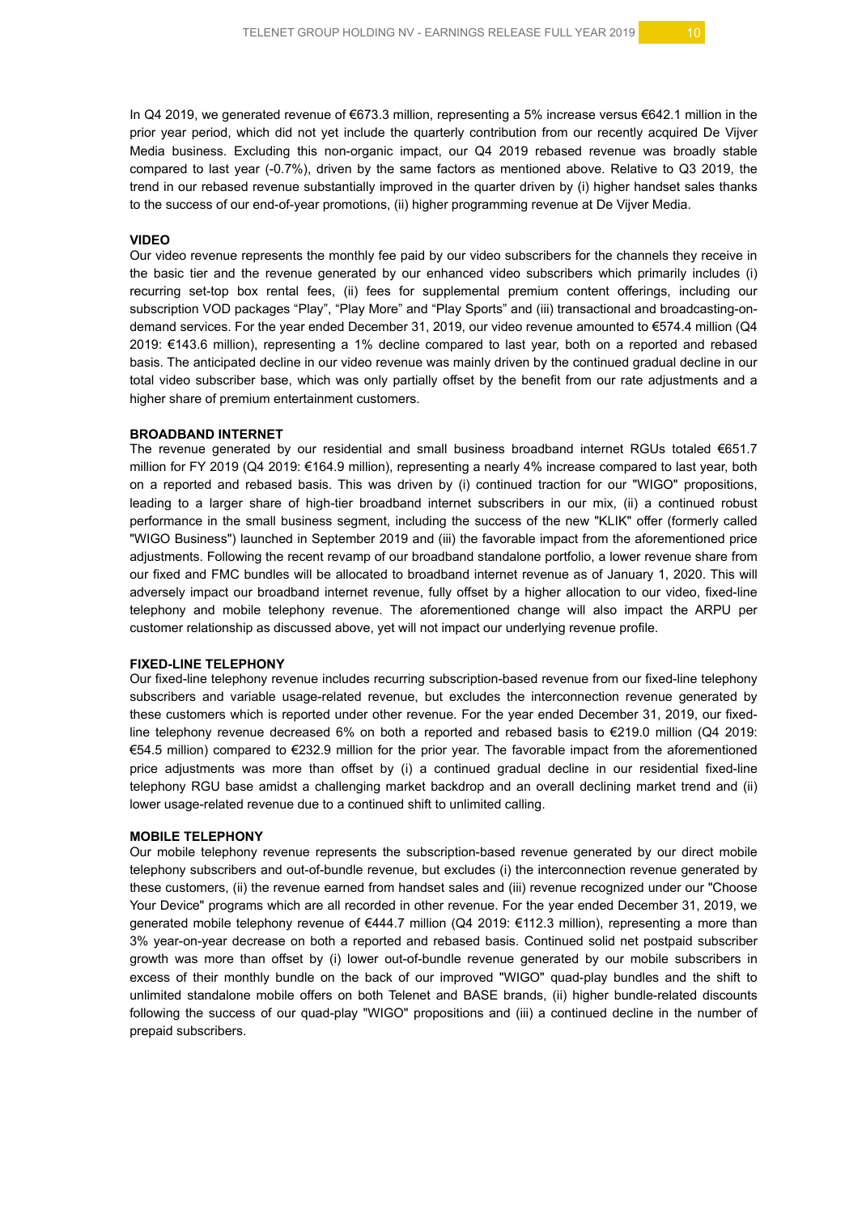In Q4 2019, we generated revenue of €673.3 million, representing a 5% increase versus €642.1 million in the prior year period, which did not yet include the quarterly contribution from our recently acquired De Vijver Media business. Excluding this non-organic impact, our Q4 2019 rebased revenue was broadly stable compared to last year (-0.7%), driven by the same factors as mentioned above. Relative to Q3 2019, the trend in our rebased revenue substantially improved in the quarter driven by (i) higher handset sales thanks to the success of our end-of-year promotions, (ii) higher programming revenue at De Vijver Media.

**VIDEO**

Our video revenue represents the monthly fee paid by our video subscribers for the channels they receive in the basic tier and the revenue generated by our enhanced video subscribers which primarily includes (i) recurring set-top box rental fees, (ii) fees for supplemental premium content offerings, including our subscription VOD packages "Play", "Play More" and "Play Sports" and (iii) transactional and broadcasting-on-demand services. For the year ended December 31, 2019, our video revenue amounted to €574.4 million (Q4 2019: €143.6 million), representing a 1% decline compared to last year, both on a reported and rebased basis. The anticipated decline in our video revenue was mainly driven by the continued gradual decline in our total video subscriber base, which was only partially offset by the benefit from our rate adjustments and a higher share of premium entertainment customers.

**BROADBAND INTERNET**

The revenue generated by our residential and small business broadband internet RGUs totaled €651.7 million for FY 2019 (Q4 2019: €164.9 million), representing a nearly 4% increase compared to last year, both on a reported and rebased basis. This was driven by (i) continued traction for our "WIGO" propositions, leading to a larger share of high-tier broadband internet subscribers in our mix, (ii) a continued robust performance in the small business segment, including the success of the new "KLIK" offer (formerly called "WIGO Business") launched in September 2019 and (iii) the favorable impact from the aforementioned price adjustments. Following the recent revamp of our broadband standalone portfolio, a lower revenue share from our fixed and FMC bundles will be allocated to broadband internet revenue as of January 1, 2020. This will adversely impact our broadband internet revenue, fully offset by a higher allocation to our video, fixed-line telephony and mobile telephony revenue. The aforementioned change will also impact the ARPU per customer relationship as discussed above, yet will not impact our underlying revenue profile.

**FIXED-LINE TELEPHONY**

Our fixed-line telephony revenue includes recurring subscription-based revenue from our fixed-line telephony subscribers and variable usage-related revenue, but excludes the interconnection revenue generated by these customers which is reported under other revenue. For the year ended December 31, 2019, our fixed-line telephony revenue decreased 6% on both a reported and rebased basis to €219.0 million (Q4 2019: €54.5 million) compared to €232.9 million for the prior year. The favorable impact from the aforementioned price adjustments was more than offset by (i) a continued gradual decline in our residential fixed-line telephony RGU base amidst a challenging market backdrop and an overall declining market trend and (ii) lower usage-related revenue due to a continued shift to unlimited calling.

**MOBILE TELEPHONY**

Our mobile telephony revenue represents the subscription-based revenue generated by our direct mobile telephony subscribers and out-of-bundle revenue, but excludes (i) the interconnection revenue generated by these customers, (ii) the revenue earned from handset sales and (iii) revenue recognized under our "Choose Your Device" programs which are all recorded in other revenue. For the year ended December 31, 2019, we generated mobile telephony revenue of €444.7 million (Q4 2019: €112.3 million), representing a more than 3% year-on-year decrease on both a reported and rebased basis. Continued solid net postpaid subscriber growth was more than offset by (i) lower out-of-bundle revenue generated by our mobile subscribers in excess of their monthly bundle on the back of our improved "WIGO" quad-play bundles and the shift to unlimited standalone mobile offers on both Telenet and BASE brands, (ii) higher bundle-related discounts following the success of our quad-play "WIGO" propositions and (iii) a continued decline in the number of prepaid subscribers.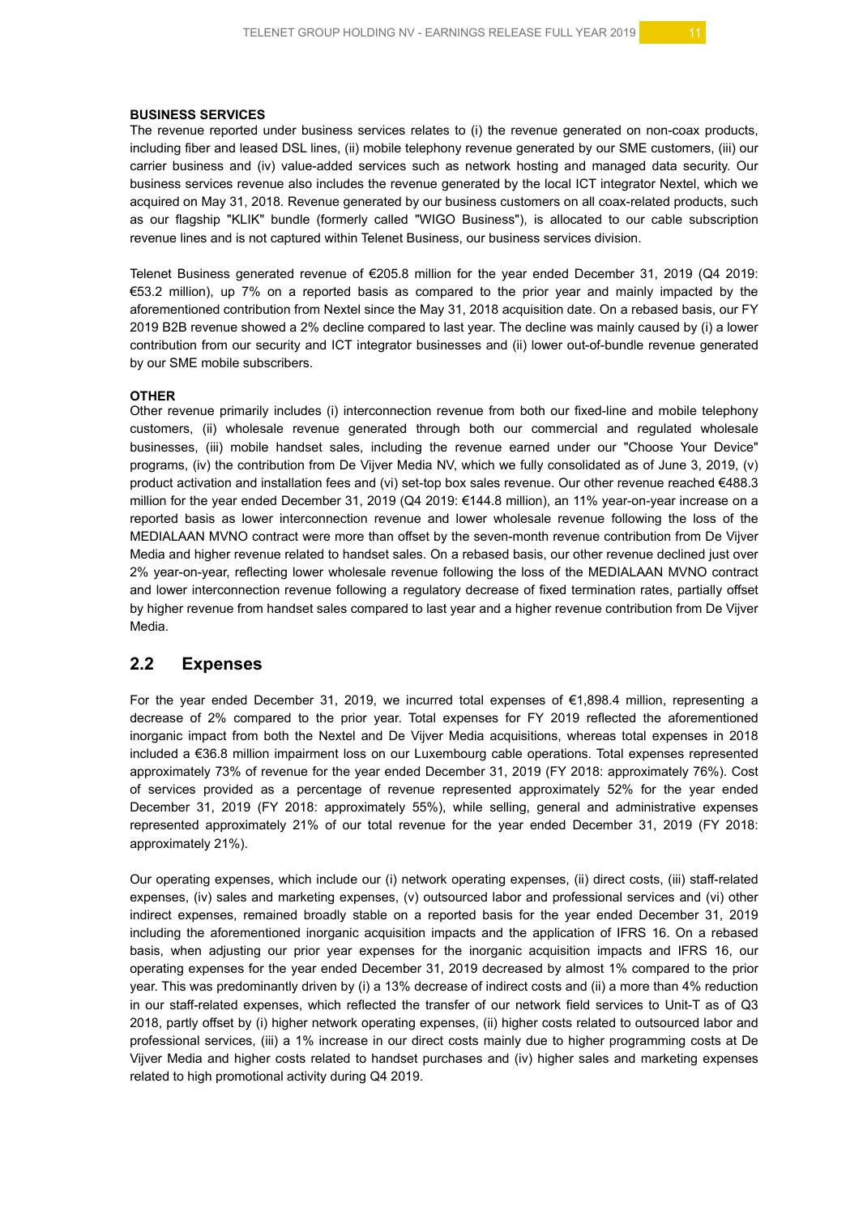**BUSINESS SERVICES**

The revenue reported under business services relates to (i) the revenue generated on non-coax products, including fiber and leased DSL lines, (ii) mobile telephony revenue generated by our SME customers, (iii) our carrier business and (iv) value-added services such as network hosting and managed data security. Our business services revenue also includes the revenue generated by the local ICT integrator Nextel, which we acquired on May 31, 2018. Revenue generated by our business customers on all coax-related products, such as our flagship "KLIK" bundle (formerly called "WIGO Business"), is allocated to our cable subscription revenue lines and is not captured within Telenet Business, our business services division.

Telenet Business generated revenue of €205.8 million for the year ended December 31, 2019 (Q4 2019: €53.2 million), up 7% on a reported basis as compared to the prior year and mainly impacted by the aforementioned contribution from Nextel since the May 31, 2018 acquisition date. On a rebased basis, our FY 2019 B2B revenue showed a 2% decline compared to last year. The decline was mainly caused by (i) a lower contribution from our security and ICT integrator businesses and (ii) lower out-of-bundle revenue generated by our SME mobile subscribers.

**OTHER**

Other revenue primarily includes (i) interconnection revenue from both our fixed-line and mobile telephony customers, (ii) wholesale revenue generated through both our commercial and regulated wholesale businesses, (iii) mobile handset sales, including the revenue earned under our "Choose Your Device" programs, (iv) the contribution from De Vijver Media NV, which we fully consolidated as of June 3, 2019, (v) product activation and installation fees and (vi) set-top box sales revenue. Our other revenue reached €488.3 million for the year ended December 31, 2019 (Q4 2019: €144.8 million), an 11% year-on-year increase on a reported basis as lower interconnection revenue and lower wholesale revenue following the loss of the MEDIALAAN MVNO contract were more than offset by the seven-month revenue contribution from De Vijver Media and higher revenue related to handset sales. On a rebased basis, our other revenue declined just over 2% year-on-year, reflecting lower wholesale revenue following the loss of the MEDIALAAN MVNO contract and lower interconnection revenue following a regulatory decrease of fixed termination rates, partially offset by higher revenue from handset sales compared to last year and a higher revenue contribution from De Vijver Media.

## 2.2 Expenses

For the year ended December 31, 2019, we incurred total expenses of €1,898.4 million, representing a decrease of 2% compared to the prior year. Total expenses for FY 2019 reflected the aforementioned inorganic impact from both the Nextel and De Vijver Media acquisitions, whereas total expenses in 2018 included a €36.8 million impairment loss on our Luxembourg cable operations. Total expenses represented approximately 73% of revenue for the year ended December 31, 2019 (FY 2018: approximately 76%). Cost of services provided as a percentage of revenue represented approximately 52% for the year ended December 31, 2019 (FY 2018: approximately 55%), while selling, general and administrative expenses represented approximately 21% of our total revenue for the year ended December 31, 2019 (FY 2018: approximately 21%).

Our operating expenses, which include our (i) network operating expenses, (ii) direct costs, (iii) staff-related expenses, (iv) sales and marketing expenses, (v) outsourced labor and professional services and (vi) other indirect expenses, remained broadly stable on a reported basis for the year ended December 31, 2019 including the aforementioned inorganic acquisition impacts and the application of IFRS 16. On a rebased basis, when adjusting our prior year expenses for the inorganic acquisition impacts and IFRS 16, our operating expenses for the year ended December 31, 2019 decreased by almost 1% compared to the prior year. This was predominantly driven by (i) a 13% decrease of indirect costs and (ii) a more than 4% reduction in our staff-related expenses, which reflected the transfer of our network field services to Unit-T as of Q3 2018, partly offset by (i) higher network operating expenses, (ii) higher costs related to outsourced labor and professional services, (iii) a 1% increase in our direct costs mainly due to higher programming costs at De Vijver Media and higher costs related to handset purchases and (iv) higher sales and marketing expenses related to high promotional activity during Q4 2019.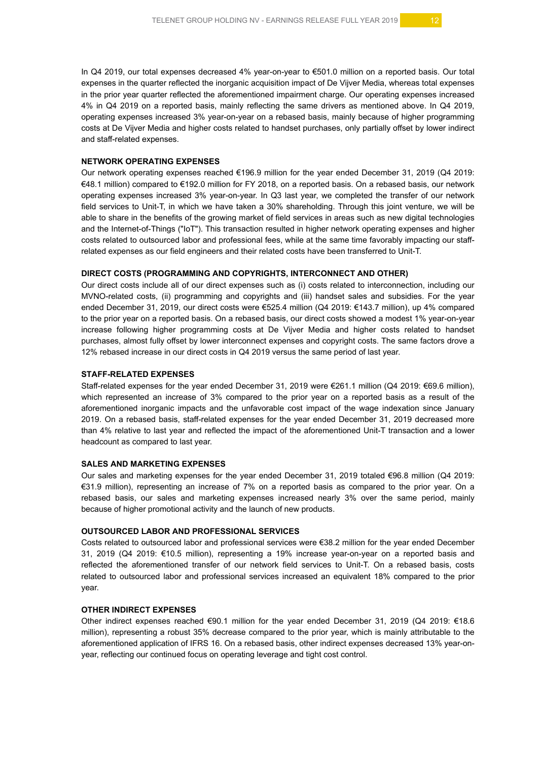In Q4 2019, our total expenses decreased 4% year-on-year to €501.0 million on a reported basis. Our total expenses in the quarter reflected the inorganic acquisition impact of De Vijver Media, whereas total expenses in the prior year quarter reflected the aforementioned impairment charge. Our operating expenses increased 4% in Q4 2019 on a reported basis, mainly reflecting the same drivers as mentioned above. In Q4 2019, operating expenses increased 3% year-on-year on a rebased basis, mainly because of higher programming costs at De Vijver Media and higher costs related to handset purchases, only partially offset by lower indirect and staff-related expenses.

### NETWORK OPERATING EXPENSES

Our network operating expenses reached €196.9 million for the year ended December 31, 2019 (Q4 2019: €48.1 million) compared to €192.0 million for FY 2018, on a reported basis. On a rebased basis, our network operating expenses increased 3% year-on-year. In Q3 last year, we completed the transfer of our network field services to Unit-T, in which we have taken a 30% shareholding. Through this joint venture, we will be able to share in the benefits of the growing market of field services in areas such as new digital technologies and the Internet-of-Things ("IoT"). This transaction resulted in higher network operating expenses and higher costs related to outsourced labor and professional fees, while at the same time favorably impacting our staff-related expenses as our field engineers and their related costs have been transferred to Unit-T.

### DIRECT COSTS (PROGRAMMING AND COPYRIGHTS, INTERCONNECT AND OTHER)

Our direct costs include all of our direct expenses such as (i) costs related to interconnection, including our MVNO-related costs, (ii) programming and copyrights and (iii) handset sales and subsidies. For the year ended December 31, 2019, our direct costs were €525.4 million (Q4 2019: €143.7 million), up 4% compared to the prior year on a reported basis. On a rebased basis, our direct costs showed a modest 1% year-on-year increase following higher programming costs at De Vijver Media and higher costs related to handset purchases, almost fully offset by lower interconnect expenses and copyright costs. The same factors drove a 12% rebased increase in our direct costs in Q4 2019 versus the same period of last year.

### STAFF-RELATED EXPENSES

Staff-related expenses for the year ended December 31, 2019 were €261.1 million (Q4 2019: €69.6 million), which represented an increase of 3% compared to the prior year on a reported basis as a result of the aforementioned inorganic impacts and the unfavorable cost impact of the wage indexation since January 2019. On a rebased basis, staff-related expenses for the year ended December 31, 2019 decreased more than 4% relative to last year and reflected the impact of the aforementioned Unit-T transaction and a lower headcount as compared to last year.

### SALES AND MARKETING EXPENSES

Our sales and marketing expenses for the year ended December 31, 2019 totaled €96.8 million (Q4 2019: €31.9 million), representing an increase of 7% on a reported basis as compared to the prior year. On a rebased basis, our sales and marketing expenses increased nearly 3% over the same period, mainly because of higher promotional activity and the launch of new products.

### OUTSOURCED LABOR AND PROFESSIONAL SERVICES

Costs related to outsourced labor and professional services were €38.2 million for the year ended December 31, 2019 (Q4 2019: €10.5 million), representing a 19% increase year-on-year on a reported basis and reflected the aforementioned transfer of our network field services to Unit-T. On a rebased basis, costs related to outsourced labor and professional services increased an equivalent 18% compared to the prior year.

### OTHER INDIRECT EXPENSES

Other indirect expenses reached €90.1 million for the year ended December 31, 2019 (Q4 2019: €18.6 million), representing a robust 35% decrease compared to the prior year, which is mainly attributable to the aforementioned application of IFRS 16. On a rebased basis, other indirect expenses decreased 13% year-on-year, reflecting our continued focus on operating leverage and tight cost control.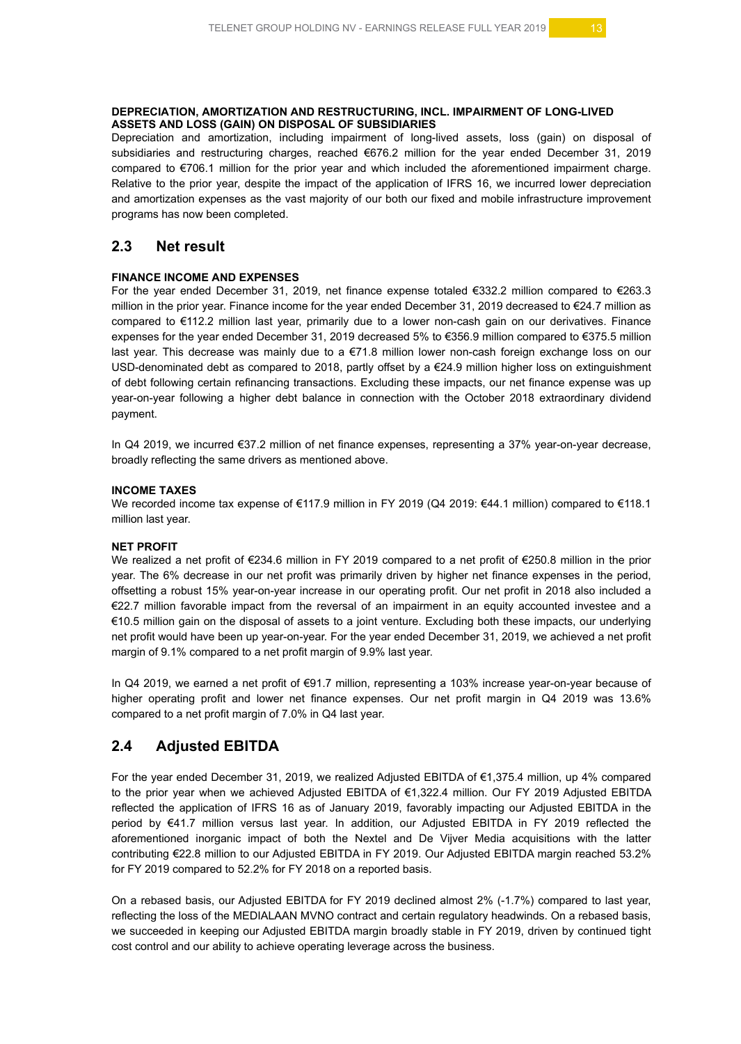**DEPRECIATION, AMORTIZATION AND RESTRUCTURING, INCL. IMPAIRMENT OF LONG-LIVED ASSETS AND LOSS (GAIN) ON DISPOSAL OF SUBSIDIARIES**

Depreciation and amortization, including impairment of long-lived assets, loss (gain) on disposal of subsidiaries and restructuring charges, reached €676.2 million for the year ended December 31, 2019 compared to €706.1 million for the prior year and which included the aforementioned impairment charge. Relative to the prior year, despite the impact of the application of IFRS 16, we incurred lower depreciation and amortization expenses as the vast majority of our both our fixed and mobile infrastructure improvement programs has now been completed.

## 2.3 Net result

**FINANCE INCOME AND EXPENSES**

For the year ended December 31, 2019, net finance expense totaled €332.2 million compared to €263.3 million in the prior year. Finance income for the year ended December 31, 2019 decreased to €24.7 million as compared to €112.2 million last year, primarily due to a lower non-cash gain on our derivatives. Finance expenses for the year ended December 31, 2019 decreased 5% to €356.9 million compared to €375.5 million last year. This decrease was mainly due to a €71.8 million lower non-cash foreign exchange loss on our USD-denominated debt as compared to 2018, partly offset by a €24.9 million higher loss on extinguishment of debt following certain refinancing transactions. Excluding these impacts, our net finance expense was up year-on-year following a higher debt balance in connection with the October 2018 extraordinary dividend payment.

In Q4 2019, we incurred €37.2 million of net finance expenses, representing a 37% year-on-year decrease, broadly reflecting the same drivers as mentioned above.

**INCOME TAXES**

We recorded income tax expense of €117.9 million in FY 2019 (Q4 2019: €44.1 million) compared to €118.1 million last year.

**NET PROFIT**

We realized a net profit of €234.6 million in FY 2019 compared to a net profit of €250.8 million in the prior year. The 6% decrease in our net profit was primarily driven by higher net finance expenses in the period, offsetting a robust 15% year-on-year increase in our operating profit. Our net profit in 2018 also included a €22.7 million favorable impact from the reversal of an impairment in an equity accounted investee and a €10.5 million gain on the disposal of assets to a joint venture. Excluding both these impacts, our underlying net profit would have been up year-on-year. For the year ended December 31, 2019, we achieved a net profit margin of 9.1% compared to a net profit margin of 9.9% last year.

In Q4 2019, we earned a net profit of €91.7 million, representing a 103% increase year-on-year because of higher operating profit and lower net finance expenses. Our net profit margin in Q4 2019 was 13.6% compared to a net profit margin of 7.0% in Q4 last year.

## 2.4 Adjusted EBITDA

For the year ended December 31, 2019, we realized Adjusted EBITDA of €1,375.4 million, up 4% compared to the prior year when we achieved Adjusted EBITDA of €1,322.4 million. Our FY 2019 Adjusted EBITDA reflected the application of IFRS 16 as of January 2019, favorably impacting our Adjusted EBITDA in the period by €41.7 million versus last year. In addition, our Adjusted EBITDA in FY 2019 reflected the aforementioned inorganic impact of both the Nextel and De Vijver Media acquisitions with the latter contributing €22.8 million to our Adjusted EBITDA in FY 2019. Our Adjusted EBITDA margin reached 53.2% for FY 2019 compared to 52.2% for FY 2018 on a reported basis.

On a rebased basis, our Adjusted EBITDA for FY 2019 declined almost 2% (-1.7%) compared to last year, reflecting the loss of the MEDIALAAN MVNO contract and certain regulatory headwinds. On a rebased basis, we succeeded in keeping our Adjusted EBITDA margin broadly stable in FY 2019, driven by continued tight cost control and our ability to achieve operating leverage across the business.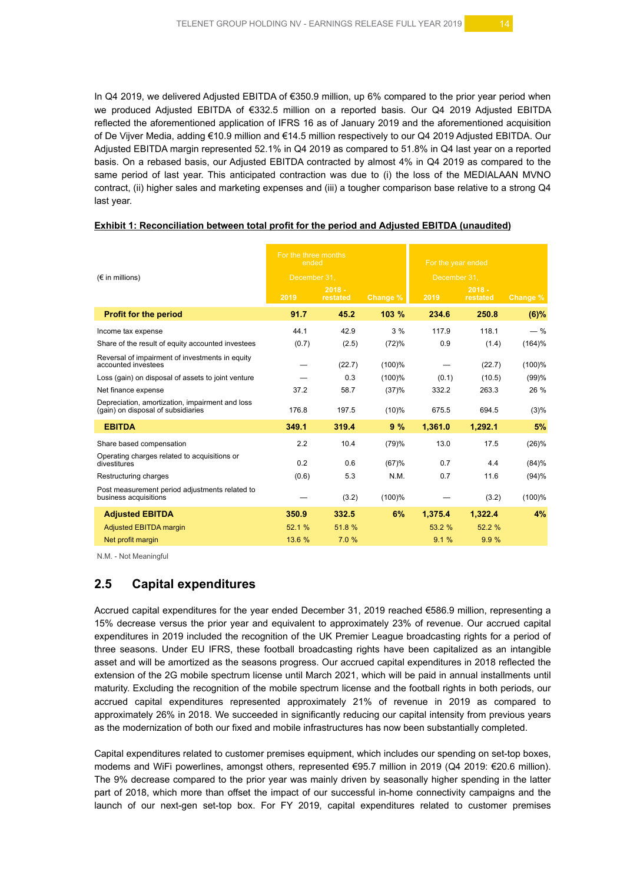In Q4 2019, we delivered Adjusted EBITDA of €350.9 million, up 6% compared to the prior year period when we produced Adjusted EBITDA of €332.5 million on a reported basis. Our Q4 2019 Adjusted EBITDA reflected the aforementioned application of IFRS 16 as of January 2019 and the aforementioned acquisition of De Vijver Media, adding €10.9 million and €14.5 million respectively to our Q4 2019 Adjusted EBITDA. Our Adjusted EBITDA margin represented 52.1% in Q4 2019 as compared to 51.8% in Q4 last year on a reported basis. On a rebased basis, our Adjusted EBITDA contracted by almost 4% in Q4 2019 as compared to the same period of last year. This anticipated contraction was due to (i) the loss of the MEDIALAAN MVNO contract, (ii) higher sales and marketing expenses and (iii) a tougher comparison base relative to a strong Q4 last year.

**Exhibit 1: Reconciliation between total profit for the period and Adjusted EBITDA (unaudited)**

| (€ in millions) | For the three months ended December 31, | | | For the year ended December 31, | | |
|---|---|---|---|---|---|---|
| | 2019 | 2018 - restated | Change % | 2019 | 2018 - restated | Change % |
| **Profit for the period** | **91.7** | **45.2** | **103 %** | **234.6** | **250.8** | **(6)%** |
| Income tax expense | 44.1 | 42.9 | 3 % | 117.9 | 118.1 | — % |
| Share of the result of equity accounted investees | (0.7) | (2.5) | (72)% | 0.9 | (1.4) | (164)% |
| Reversal of impairment of investments in equity accounted investees | — | (22.7) | (100)% | — | (22.7) | (100)% |
| Loss (gain) on disposal of assets to joint venture | — | 0.3 | (100)% | (0.1) | (10.5) | (99)% |
| Net finance expense | 37.2 | 58.7 | (37)% | 332.2 | 263.3 | 26 % |
| Depreciation, amortization, impairment and loss (gain) on disposal of subsidiaries | 176.8 | 197.5 | (10)% | 675.5 | 694.5 | (3)% |
| **EBITDA** | **349.1** | **319.4** | **9 %** | **1,361.0** | **1,292.1** | **5%** |
| Share based compensation | 2.2 | 10.4 | (79)% | 13.0 | 17.5 | (26)% |
| Operating charges related to acquisitions or divestitures | 0.2 | 0.6 | (67)% | 0.7 | 4.4 | (84)% |
| Restructuring charges | (0.6) | 5.3 | N.M. | 0.7 | 11.6 | (94)% |
| Post measurement period adjustments related to business acquisitions | — | (3.2) | (100)% | — | (3.2) | (100)% |
| **Adjusted EBITDA** | **350.9** | **332.5** | **6%** | **1,375.4** | **1,322.4** | **4%** |
| Adjusted EBITDA margin | 52.1 % | 51.8 % | | 53.2 % | 52.2 % | |
| Net profit margin | 13.6 % | 7.0 % | | 9.1 % | 9.9 % | |

N.M. - Not Meaningful

## 2.5 Capital expenditures

Accrued capital expenditures for the year ended December 31, 2019 reached €586.9 million, representing a 15% decrease versus the prior year and equivalent to approximately 23% of revenue. Our accrued capital expenditures in 2019 included the recognition of the UK Premier League broadcasting rights for a period of three seasons. Under EU IFRS, these football broadcasting rights have been capitalized as an intangible asset and will be amortized as the seasons progress. Our accrued capital expenditures in 2018 reflected the extension of the 2G mobile spectrum license until March 2021, which will be paid in annual installments until maturity. Excluding the recognition of the mobile spectrum license and the football rights in both periods, our accrued capital expenditures represented approximately 21% of revenue in 2019 as compared to approximately 26% in 2018. We succeeded in significantly reducing our capital intensity from previous years as the modernization of both our fixed and mobile infrastructures has now been substantially completed.

Capital expenditures related to customer premises equipment, which includes our spending on set-top boxes, modems and WiFi powerlines, amongst others, represented €95.7 million in 2019 (Q4 2019: €20.6 million). The 9% decrease compared to the prior year was mainly driven by seasonally higher spending in the latter part of 2018, which more than offset the impact of our successful in-home connectivity campaigns and the launch of our next-gen set-top box. For FY 2019, capital expenditures related to customer premises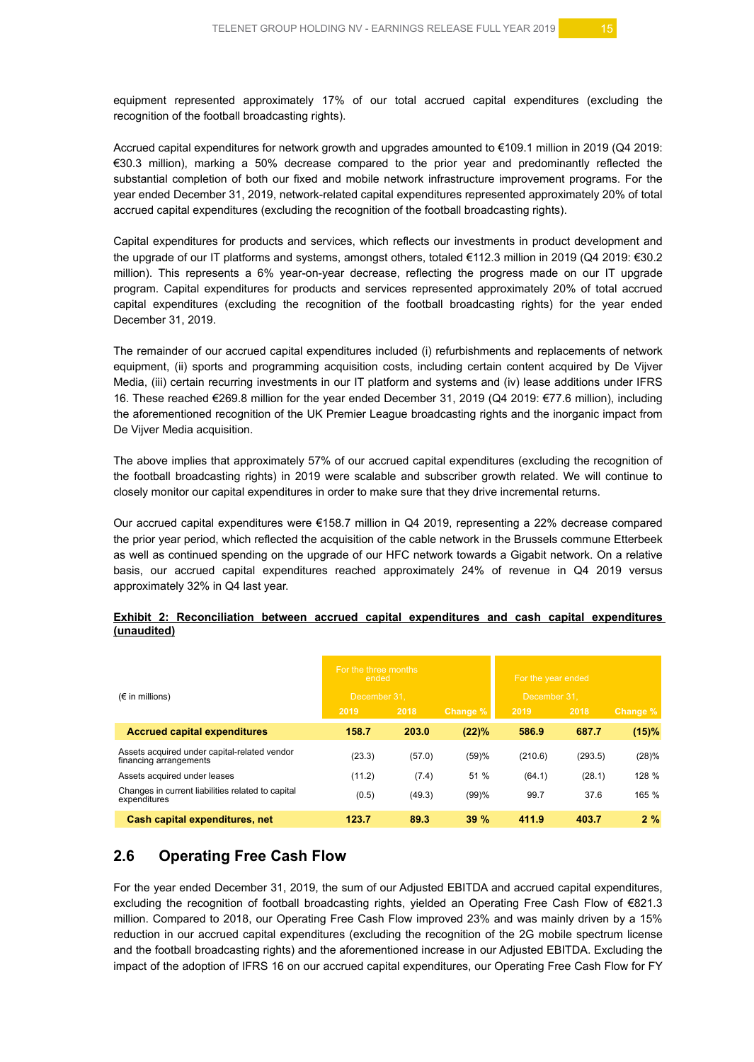equipment represented approximately 17% of our total accrued capital expenditures (excluding the recognition of the football broadcasting rights).

Accrued capital expenditures for network growth and upgrades amounted to €109.1 million in 2019 (Q4 2019: €30.3 million), marking a 50% decrease compared to the prior year and predominantly reflected the substantial completion of both our fixed and mobile network infrastructure improvement programs. For the year ended December 31, 2019, network-related capital expenditures represented approximately 20% of total accrued capital expenditures (excluding the recognition of the football broadcasting rights).

Capital expenditures for products and services, which reflects our investments in product development and the upgrade of our IT platforms and systems, amongst others, totaled €112.3 million in 2019 (Q4 2019: €30.2 million). This represents a 6% year-on-year decrease, reflecting the progress made on our IT upgrade program. Capital expenditures for products and services represented approximately 20% of total accrued capital expenditures (excluding the recognition of the football broadcasting rights) for the year ended December 31, 2019.

The remainder of our accrued capital expenditures included (i) refurbishments and replacements of network equipment, (ii) sports and programming acquisition costs, including certain content acquired by De Vijver Media, (iii) certain recurring investments in our IT platform and systems and (iv) lease additions under IFRS 16. These reached €269.8 million for the year ended December 31, 2019 (Q4 2019: €77.6 million), including the aforementioned recognition of the UK Premier League broadcasting rights and the inorganic impact from De Vijver Media acquisition.

The above implies that approximately 57% of our accrued capital expenditures (excluding the recognition of the football broadcasting rights) in 2019 were scalable and subscriber growth related. We will continue to closely monitor our capital expenditures in order to make sure that they drive incremental returns.

Our accrued capital expenditures were €158.7 million in Q4 2019, representing a 22% decrease compared the prior year period, which reflected the acquisition of the cable network in the Brussels commune Etterbeek as well as continued spending on the upgrade of our HFC network towards a Gigabit network. On a relative basis, our accrued capital expenditures reached approximately 24% of revenue in Q4 2019 versus approximately 32% in Q4 last year.

**Exhibit 2: Reconciliation between accrued capital expenditures and cash capital expenditures (unaudited)**

| (€ in millions) | For the three months ended December 31, | | | For the year ended December 31, | | |
|---|---|---|---|---|---|---|
| | 2019 | 2018 | Change % | 2019 | 2018 | Change % |
| **Accrued capital expenditures** | **158.7** | **203.0** | **(22)%** | **586.9** | **687.7** | **(15)%** |
| Assets acquired under capital-related vendor financing arrangements | (23.3) | (57.0) | (59)% | (210.6) | (293.5) | (28)% |
| Assets acquired under leases | (11.2) | (7.4) | 51 % | (64.1) | (28.1) | 128 % |
| Changes in current liabilities related to capital expenditures | (0.5) | (49.3) | (99)% | 99.7 | 37.6 | 165 % |
| **Cash capital expenditures, net** | **123.7** | **89.3** | **39 %** | **411.9** | **403.7** | **2 %** |

## 2.6 Operating Free Cash Flow

For the year ended December 31, 2019, the sum of our Adjusted EBITDA and accrued capital expenditures, excluding the recognition of football broadcasting rights, yielded an Operating Free Cash Flow of €821.3 million. Compared to 2018, our Operating Free Cash Flow improved 23% and was mainly driven by a 15% reduction in our accrued capital expenditures (excluding the recognition of the 2G mobile spectrum license and the football broadcasting rights) and the aforementioned increase in our Adjusted EBITDA. Excluding the impact of the adoption of IFRS 16 on our accrued capital expenditures, our Operating Free Cash Flow for FY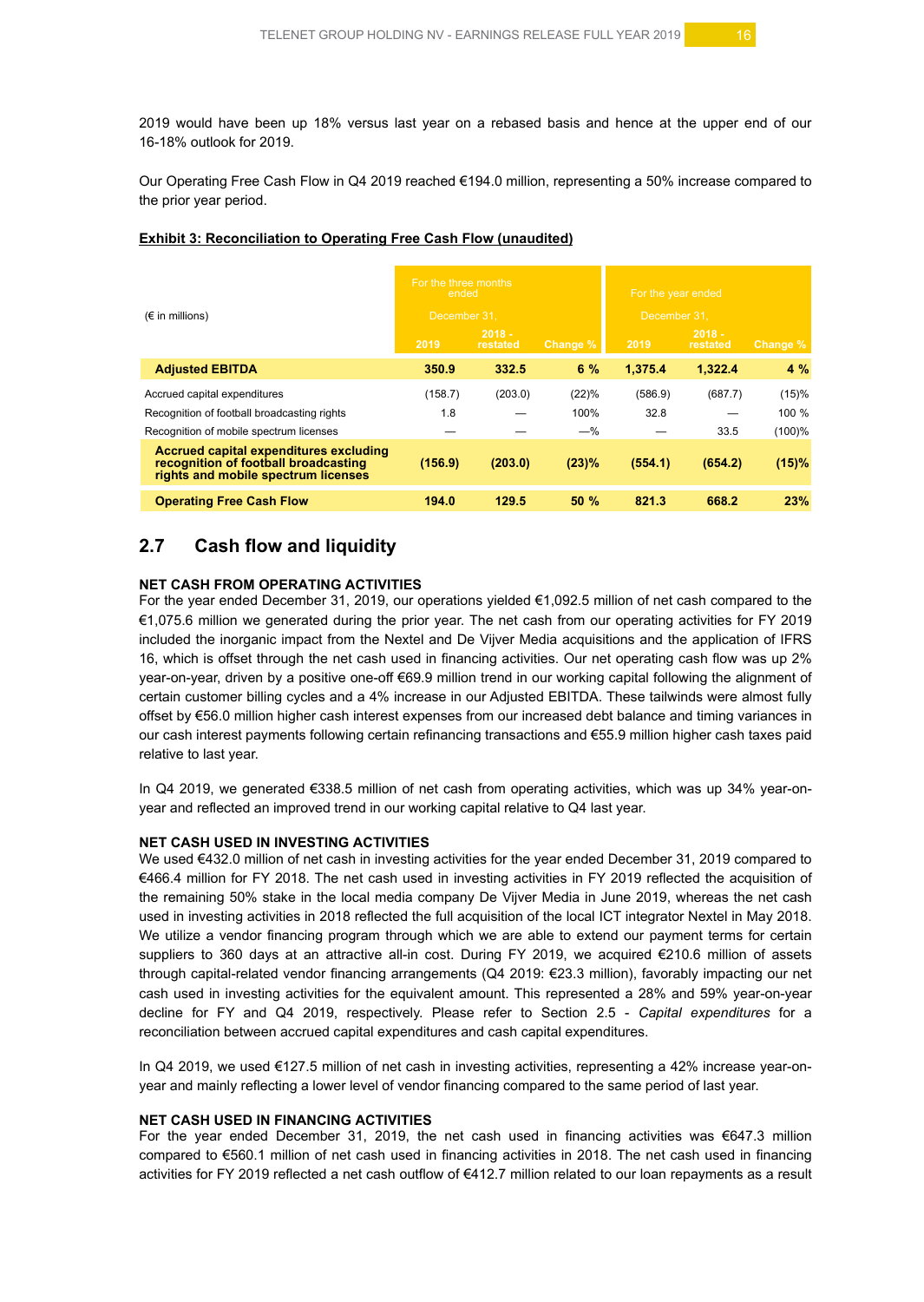2019 would have been up 18% versus last year on a rebased basis and hence at the upper end of our 16-18% outlook for 2019.

Our Operating Free Cash Flow in Q4 2019 reached €194.0 million, representing a 50% increase compared to the prior year period.

**Exhibit 3: Reconciliation to Operating Free Cash Flow (unaudited)**

| (€ in millions) | For the three months ended December 31, | | | For the year ended December 31, | | |
|---|---|---|---|---|---|---|
| | 2019 | 2018 - restated | Change % | 2019 | 2018 - restated | Change % |
| **Adjusted EBITDA** | **350.9** | **332.5** | **6 %** | **1,375.4** | **1,322.4** | **4 %** |
| Accrued capital expenditures | (158.7) | (203.0) | (22)% | (586.9) | (687.7) | (15)% |
| Recognition of football broadcasting rights | 1.8 | — | 100% | 32.8 | — | 100 % |
| Recognition of mobile spectrum licenses | — | — | —% | — | 33.5 | (100)% |
| **Accrued capital expenditures excluding recognition of football broadcasting rights and mobile spectrum licenses** | **(156.9)** | **(203.0)** | **(23)%** | **(554.1)** | **(654.2)** | **(15)%** |
| **Operating Free Cash Flow** | **194.0** | **129.5** | **50 %** | **821.3** | **668.2** | **23%** |

## 2.7 Cash flow and liquidity

**NET CASH FROM OPERATING ACTIVITIES**

For the year ended December 31, 2019, our operations yielded €1,092.5 million of net cash compared to the €1,075.6 million we generated during the prior year. The net cash from our operating activities for FY 2019 included the inorganic impact from the Nextel and De Vijver Media acquisitions and the application of IFRS 16, which is offset through the net cash used in financing activities. Our net operating cash flow was up 2% year-on-year, driven by a positive one-off €69.9 million trend in our working capital following the alignment of certain customer billing cycles and a 4% increase in our Adjusted EBITDA. These tailwinds were almost fully offset by €56.0 million higher cash interest expenses from our increased debt balance and timing variances in our cash interest payments following certain refinancing transactions and €55.9 million higher cash taxes paid relative to last year.

In Q4 2019, we generated €338.5 million of net cash from operating activities, which was up 34% year-on-year and reflected an improved trend in our working capital relative to Q4 last year.

**NET CASH USED IN INVESTING ACTIVITIES**

We used €432.0 million of net cash in investing activities for the year ended December 31, 2019 compared to €466.4 million for FY 2018. The net cash used in investing activities in FY 2019 reflected the acquisition of the remaining 50% stake in the local media company De Vijver Media in June 2019, whereas the net cash used in investing activities in 2018 reflected the full acquisition of the local ICT integrator Nextel in May 2018. We utilize a vendor financing program through which we are able to extend our payment terms for certain suppliers to 360 days at an attractive all-in cost. During FY 2019, we acquired €210.6 million of assets through capital-related vendor financing arrangements (Q4 2019: €23.3 million), favorably impacting our net cash used in investing activities for the equivalent amount. This represented a 28% and 59% year-on-year decline for FY and Q4 2019, respectively. Please refer to Section 2.5 - *Capital expenditures* for a reconciliation between accrued capital expenditures and cash capital expenditures.

In Q4 2019, we used €127.5 million of net cash in investing activities, representing a 42% increase year-on-year and mainly reflecting a lower level of vendor financing compared to the same period of last year.

**NET CASH USED IN FINANCING ACTIVITIES**

For the year ended December 31, 2019, the net cash used in financing activities was €647.3 million compared to €560.1 million of net cash used in financing activities in 2018. The net cash used in financing activities for FY 2019 reflected a net cash outflow of €412.7 million related to our loan repayments as a result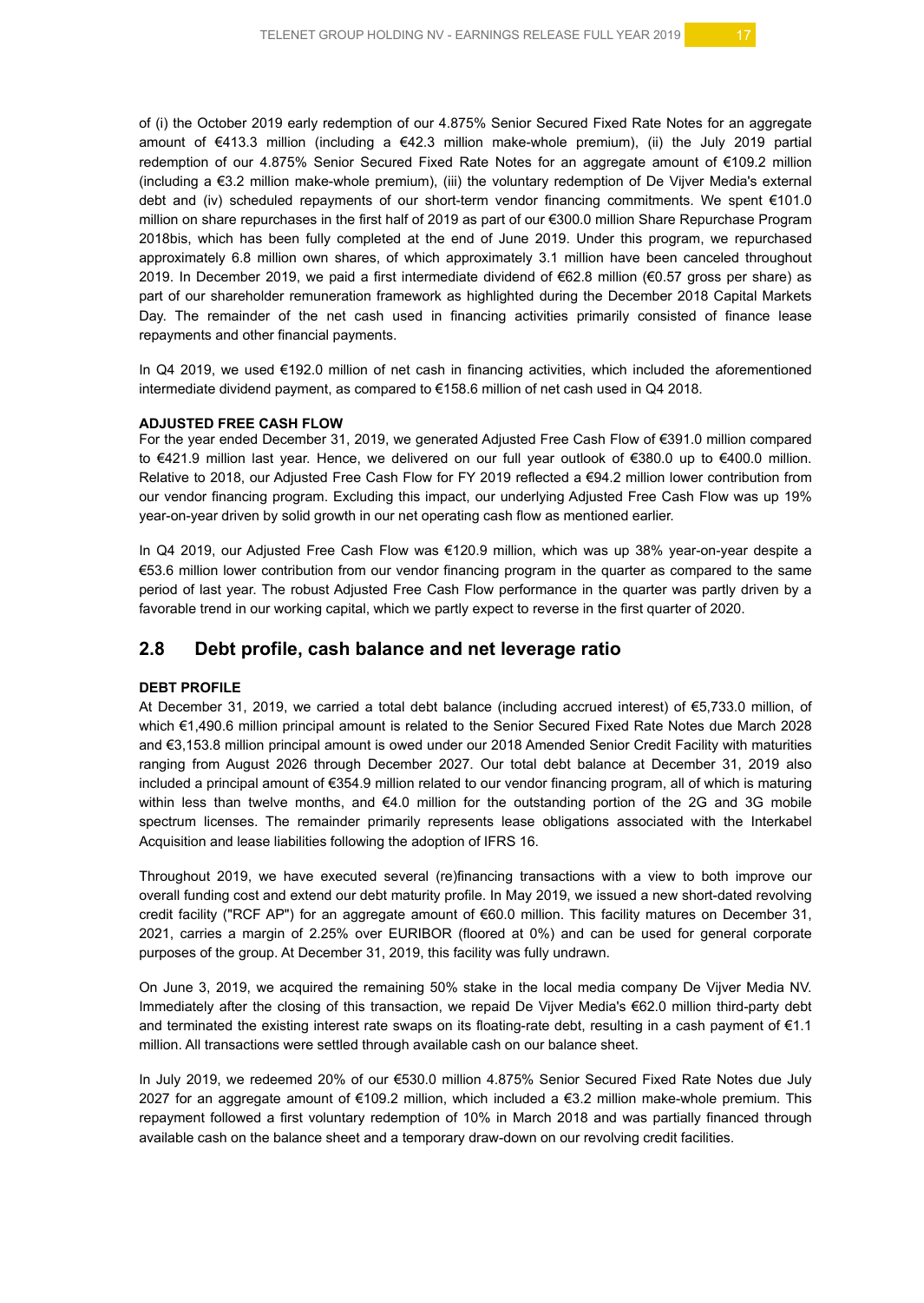of (i) the October 2019 early redemption of our 4.875% Senior Secured Fixed Rate Notes for an aggregate amount of €413.3 million (including a €42.3 million make-whole premium), (ii) the July 2019 partial redemption of our 4.875% Senior Secured Fixed Rate Notes for an aggregate amount of €109.2 million (including a €3.2 million make-whole premium), (iii) the voluntary redemption of De Vijver Media's external debt and (iv) scheduled repayments of our short-term vendor financing commitments. We spent €101.0 million on share repurchases in the first half of 2019 as part of our €300.0 million Share Repurchase Program 2018bis, which has been fully completed at the end of June 2019. Under this program, we repurchased approximately 6.8 million own shares, of which approximately 3.1 million have been canceled throughout 2019. In December 2019, we paid a first intermediate dividend of €62.8 million (€0.57 gross per share) as part of our shareholder remuneration framework as highlighted during the December 2018 Capital Markets Day. The remainder of the net cash used in financing activities primarily consisted of finance lease repayments and other financial payments.

In Q4 2019, we used €192.0 million of net cash in financing activities, which included the aforementioned intermediate dividend payment, as compared to €158.6 million of net cash used in Q4 2018.

**ADJUSTED FREE CASH FLOW**

For the year ended December 31, 2019, we generated Adjusted Free Cash Flow of €391.0 million compared to €421.9 million last year. Hence, we delivered on our full year outlook of €380.0 up to €400.0 million. Relative to 2018, our Adjusted Free Cash Flow for FY 2019 reflected a €94.2 million lower contribution from our vendor financing program. Excluding this impact, our underlying Adjusted Free Cash Flow was up 19% year-on-year driven by solid growth in our net operating cash flow as mentioned earlier.

In Q4 2019, our Adjusted Free Cash Flow was €120.9 million, which was up 38% year-on-year despite a €53.6 million lower contribution from our vendor financing program in the quarter as compared to the same period of last year. The robust Adjusted Free Cash Flow performance in the quarter was partly driven by a favorable trend in our working capital, which we partly expect to reverse in the first quarter of 2020.

## 2.8 Debt profile, cash balance and net leverage ratio

**DEBT PROFILE**

At December 31, 2019, we carried a total debt balance (including accrued interest) of €5,733.0 million, of which €1,490.6 million principal amount is related to the Senior Secured Fixed Rate Notes due March 2028 and €3,153.8 million principal amount is owed under our 2018 Amended Senior Credit Facility with maturities ranging from August 2026 through December 2027. Our total debt balance at December 31, 2019 also included a principal amount of €354.9 million related to our vendor financing program, all of which is maturing within less than twelve months, and €4.0 million for the outstanding portion of the 2G and 3G mobile spectrum licenses. The remainder primarily represents lease obligations associated with the Interkabel Acquisition and lease liabilities following the adoption of IFRS 16.

Throughout 2019, we have executed several (re)financing transactions with a view to both improve our overall funding cost and extend our debt maturity profile. In May 2019, we issued a new short-dated revolving credit facility ("RCF AP") for an aggregate amount of €60.0 million. This facility matures on December 31, 2021, carries a margin of 2.25% over EURIBOR (floored at 0%) and can be used for general corporate purposes of the group. At December 31, 2019, this facility was fully undrawn.

On June 3, 2019, we acquired the remaining 50% stake in the local media company De Vijver Media NV. Immediately after the closing of this transaction, we repaid De Vijver Media's €62.0 million third-party debt and terminated the existing interest rate swaps on its floating-rate debt, resulting in a cash payment of €1.1 million. All transactions were settled through available cash on our balance sheet.

In July 2019, we redeemed 20% of our €530.0 million 4.875% Senior Secured Fixed Rate Notes due July 2027 for an aggregate amount of €109.2 million, which included a €3.2 million make-whole premium. This repayment followed a first voluntary redemption of 10% in March 2018 and was partially financed through available cash on the balance sheet and a temporary draw-down on our revolving credit facilities.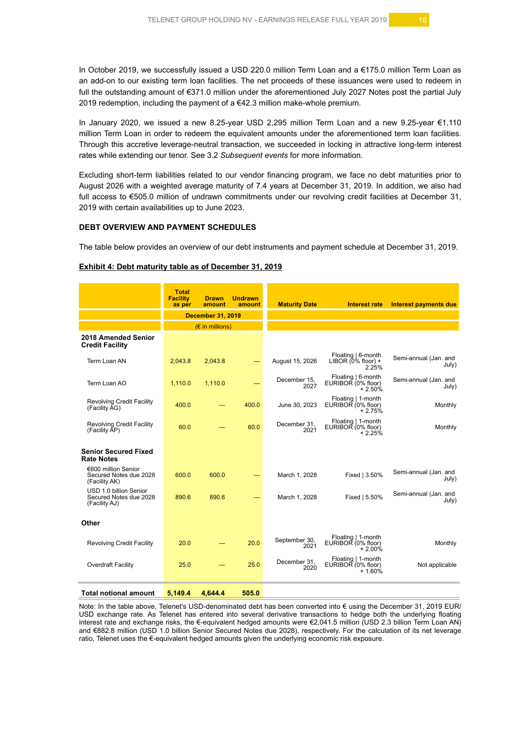In October 2019, we successfully issued a USD 220.0 million Term Loan and a €175.0 million Term Loan as an add-on to our existing term loan facilities. The net proceeds of these issuances were used to redeem in full the outstanding amount of €371.0 million under the aforementioned July 2027 Notes post the partial July 2019 redemption, including the payment of a €42.3 million make-whole premium.

In January 2020, we issued a new 8.25-year USD 2,295 million Term Loan and a new 9.25-year €1,110 million Term Loan in order to redeem the equivalent amounts under the aforementioned term loan facilities. Through this accretive leverage-neutral transaction, we succeeded in locking in attractive long-term interest rates while extending our tenor. See 3.2 *Subsequent events* for more information.

Excluding short-term liabilities related to our vendor financing program, we face no debt maturities prior to August 2026 with a weighted average maturity of 7.4 years at December 31, 2019. In addition, we also had full access to €505.0 million of undrawn commitments under our revolving credit facilities at December 31, 2019 with certain availabilities up to June 2023.

### DEBT OVERVIEW AND PAYMENT SCHEDULES

The table below provides an overview of our debt instruments and payment schedule at December 31, 2019.

**Exhibit 4: Debt maturity table as of December 31, 2019**

| | Total Facility as per | Drawn amount | Undrawn amount | Maturity Date | Interest rate | Interest payments due |
|---|---|---|---|---|---|---|
| | December 31, 2019 | | | | | |
| | (€ in millions) | | | | | |
| **2018 Amended Senior Credit Facility** | | | | | | |
| Term Loan AN | 2,043.8 | 2,043.8 | — | August 15, 2026 | Floating \| 6-month LIBOR (0% floor) + 2.25% | Semi-annual (Jan. and July) |
| Term Loan AO | 1,110.0 | 1,110.0 | — | December 15, 2027 | Floating \| 6-month EURIBOR (0% floor) + 2.50% | Semi-annual (Jan. and July) |
| Revolving Credit Facility (Facility AG) | 400.0 | — | 400.0 | June 30, 2023 | Floating \| 1-month EURIBOR (0% floor) + 2.75% | Monthly |
| Revolving Credit Facility (Facility AP) | 60.0 | — | 60.0 | December 31, 2021 | Floating \| 1-month EURIBOR (0% floor) + 2.25% | Monthly |
| **Senior Secured Fixed Rate Notes** | | | | | | |
| €600 million Senior Secured Notes due 2028 (Facility AK) | 600.0 | 600.0 | — | March 1, 2028 | Fixed \| 3.50% | Semi-annual (Jan. and July) |
| USD 1.0 billion Senior Secured Notes due 2028 (Facility AJ) | 890.6 | 890.6 | — | March 1, 2028 | Fixed \| 5.50% | Semi-annual (Jan. and July) |
| **Other** | | | | | | |
| Revolving Credit Facility | 20.0 | — | 20.0 | September 30, 2021 | Floating \| 1-month EURIBOR (0% floor) + 2.00% | Monthly |
| Overdraft Facility | 25.0 | — | 25.0 | December 31, 2020 | Floating \| 1-month EURIBOR (0% floor) + 1.60% | Not applicable |
| **Total notional amount** | **5,149.4** | **4,644.4** | **505.0** | | | |

Note: In the table above, Telenet's USD-denominated debt has been converted into € using the December 31, 2019 EUR/USD exchange rate. As Telenet has entered into several derivative transactions to hedge both the underlying floating interest rate and exchange risks, the €-equivalent hedged amounts were €2,041.5 million (USD 2.3 billion Term Loan AN) and €882.8 million (USD 1.0 billion Senior Secured Notes due 2028), respectively. For the calculation of its net leverage ratio, Telenet uses the €-equivalent hedged amounts given the underlying economic risk exposure.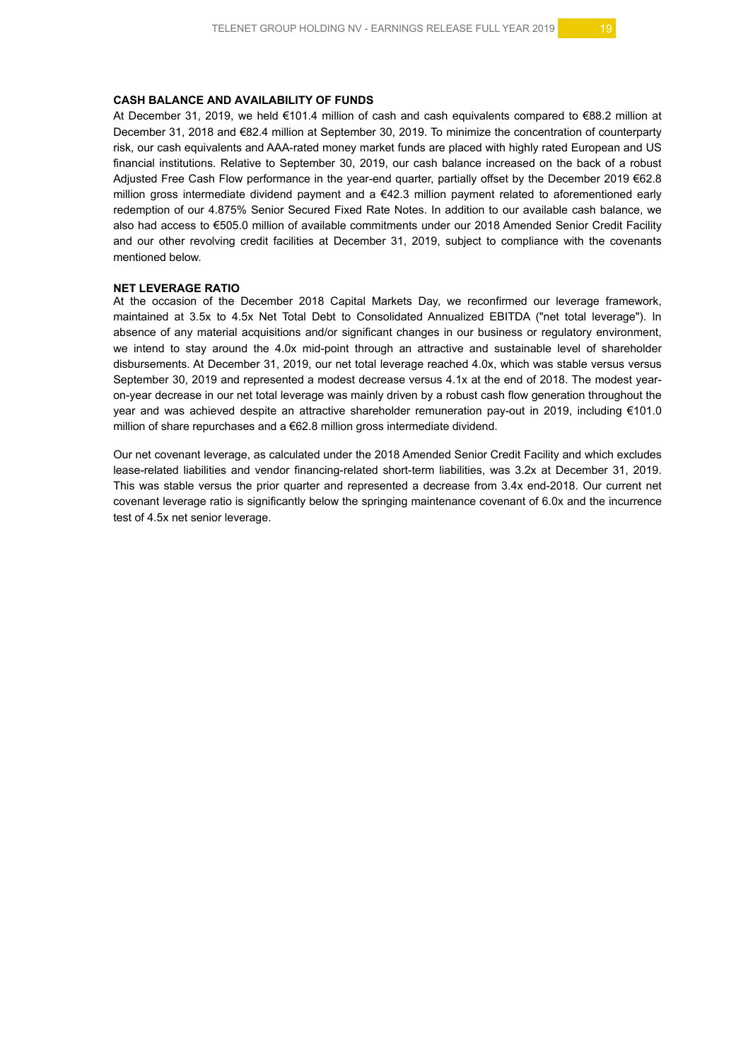## CASH BALANCE AND AVAILABILITY OF FUNDS

At December 31, 2019, we held €101.4 million of cash and cash equivalents compared to €88.2 million at December 31, 2018 and €82.4 million at September 30, 2019. To minimize the concentration of counterparty risk, our cash equivalents and AAA-rated money market funds are placed with highly rated European and US financial institutions. Relative to September 30, 2019, our cash balance increased on the back of a robust Adjusted Free Cash Flow performance in the year-end quarter, partially offset by the December 2019 €62.8 million gross intermediate dividend payment and a €42.3 million payment related to aforementioned early redemption of our 4.875% Senior Secured Fixed Rate Notes. In addition to our available cash balance, we also had access to €505.0 million of available commitments under our 2018 Amended Senior Credit Facility and our other revolving credit facilities at December 31, 2019, subject to compliance with the covenants mentioned below.

## NET LEVERAGE RATIO

At the occasion of the December 2018 Capital Markets Day, we reconfirmed our leverage framework, maintained at 3.5x to 4.5x Net Total Debt to Consolidated Annualized EBITDA ("net total leverage"). In absence of any material acquisitions and/or significant changes in our business or regulatory environment, we intend to stay around the 4.0x mid-point through an attractive and sustainable level of shareholder disbursements. At December 31, 2019, our net total leverage reached 4.0x, which was stable versus versus September 30, 2019 and represented a modest decrease versus 4.1x at the end of 2018. The modest year-on-year decrease in our net total leverage was mainly driven by a robust cash flow generation throughout the year and was achieved despite an attractive shareholder remuneration pay-out in 2019, including €101.0 million of share repurchases and a €62.8 million gross intermediate dividend.

Our net covenant leverage, as calculated under the 2018 Amended Senior Credit Facility and which excludes lease-related liabilities and vendor financing-related short-term liabilities, was 3.2x at December 31, 2019. This was stable versus the prior quarter and represented a decrease from 3.4x end-2018. Our current net covenant leverage ratio is significantly below the springing maintenance covenant of 6.0x and the incurrence test of 4.5x net senior leverage.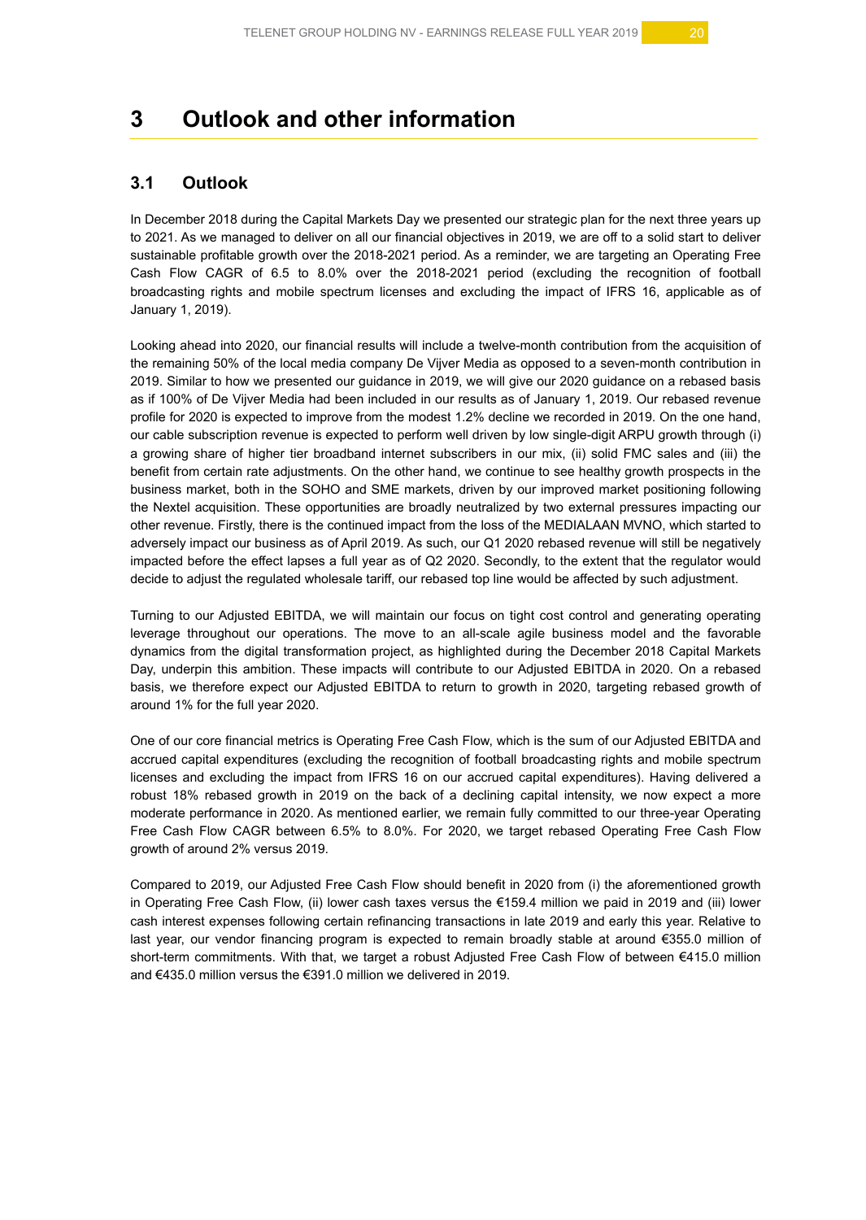# 3 Outlook and other information

## 3.1 Outlook

In December 2018 during the Capital Markets Day we presented our strategic plan for the next three years up to 2021. As we managed to deliver on all our financial objectives in 2019, we are off to a solid start to deliver sustainable profitable growth over the 2018-2021 period. As a reminder, we are targeting an Operating Free Cash Flow CAGR of 6.5 to 8.0% over the 2018-2021 period (excluding the recognition of football broadcasting rights and mobile spectrum licenses and excluding the impact of IFRS 16, applicable as of January 1, 2019).

Looking ahead into 2020, our financial results will include a twelve-month contribution from the acquisition of the remaining 50% of the local media company De Vijver Media as opposed to a seven-month contribution in 2019. Similar to how we presented our guidance in 2019, we will give our 2020 guidance on a rebased basis as if 100% of De Vijver Media had been included in our results as of January 1, 2019. Our rebased revenue profile for 2020 is expected to improve from the modest 1.2% decline we recorded in 2019. On the one hand, our cable subscription revenue is expected to perform well driven by low single-digit ARPU growth through (i) a growing share of higher tier broadband internet subscribers in our mix, (ii) solid FMC sales and (iii) the benefit from certain rate adjustments. On the other hand, we continue to see healthy growth prospects in the business market, both in the SOHO and SME markets, driven by our improved market positioning following the Nextel acquisition. These opportunities are broadly neutralized by two external pressures impacting our other revenue. Firstly, there is the continued impact from the loss of the MEDIALAAN MVNO, which started to adversely impact our business as of April 2019. As such, our Q1 2020 rebased revenue will still be negatively impacted before the effect lapses a full year as of Q2 2020. Secondly, to the extent that the regulator would decide to adjust the regulated wholesale tariff, our rebased top line would be affected by such adjustment.

Turning to our Adjusted EBITDA, we will maintain our focus on tight cost control and generating operating leverage throughout our operations. The move to an all-scale agile business model and the favorable dynamics from the digital transformation project, as highlighted during the December 2018 Capital Markets Day, underpin this ambition. These impacts will contribute to our Adjusted EBITDA in 2020. On a rebased basis, we therefore expect our Adjusted EBITDA to return to growth in 2020, targeting rebased growth of around 1% for the full year 2020.

One of our core financial metrics is Operating Free Cash Flow, which is the sum of our Adjusted EBITDA and accrued capital expenditures (excluding the recognition of football broadcasting rights and mobile spectrum licenses and excluding the impact from IFRS 16 on our accrued capital expenditures). Having delivered a robust 18% rebased growth in 2019 on the back of a declining capital intensity, we now expect a more moderate performance in 2020. As mentioned earlier, we remain fully committed to our three-year Operating Free Cash Flow CAGR between 6.5% to 8.0%. For 2020, we target rebased Operating Free Cash Flow growth of around 2% versus 2019.

Compared to 2019, our Adjusted Free Cash Flow should benefit in 2020 from (i) the aforementioned growth in Operating Free Cash Flow, (ii) lower cash taxes versus the €159.4 million we paid in 2019 and (iii) lower cash interest expenses following certain refinancing transactions in late 2019 and early this year. Relative to last year, our vendor financing program is expected to remain broadly stable at around €355.0 million of short-term commitments. With that, we target a robust Adjusted Free Cash Flow of between €415.0 million and €435.0 million versus the €391.0 million we delivered in 2019.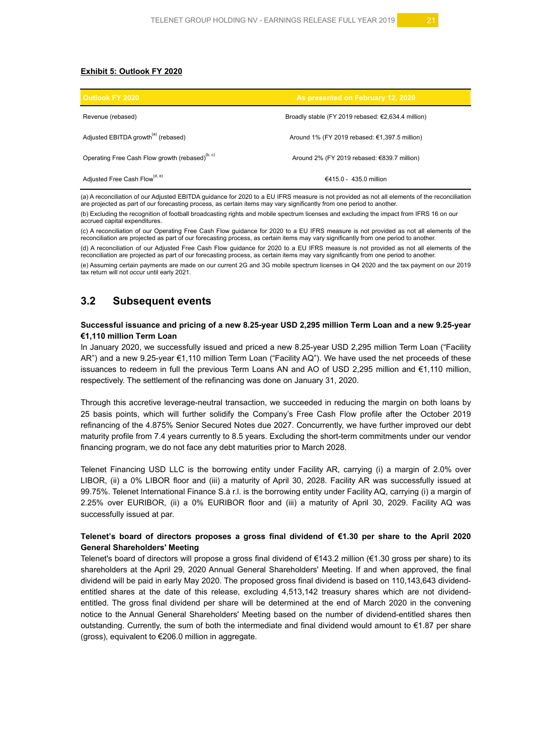**Exhibit 5: Outlook FY 2020**

| Outlook FY 2020 | As presented on February 12, 2020 |
|---|---|
| Revenue (rebased) | Broadly stable (FY 2019 rebased: €2,634.4 million) |
| Adjusted EBITDA growth[(a)] (rebased) | Around 1% (FY 2019 rebased: €1,397.5 million) |
| Operating Free Cash Flow growth (rebased)[(b, c)] | Around 2% (FY 2019 rebased: €839.7 million) |
| Adjusted Free Cash Flow[(d, e)] | €415.0 - 435.0 million |

(a) A reconciliation of our Adjusted EBITDA guidance for 2020 to a EU IFRS measure is not provided as not all elements of the reconciliation are projected as part of our forecasting process, as certain items may vary significantly from one period to another.

(b) Excluding the recognition of football broadcasting rights and mobile spectrum licenses and excluding the impact from IFRS 16 on our accrued capital expenditures.

(c) A reconciliation of our Operating Free Cash Flow guidance for 2020 to a EU IFRS measure is not provided as not all elements of the reconciliation are projected as part of our forecasting process, as certain items may vary significantly from one period to another.

(d) A reconciliation of our Adjusted Free Cash Flow guidance for 2020 to a EU IFRS measure is not provided as not all elements of the reconciliation are projected as part of our forecasting process, as certain items may vary significantly from one period to another.

(e) Assuming certain payments are made on our current 2G and 3G mobile spectrum licenses in Q4 2020 and the tax payment on our 2019 tax return will not occur until early 2021.

## 3.2 Subsequent events

**Successful issuance and pricing of a new 8.25-year USD 2,295 million Term Loan and a new 9.25-year €1,110 million Term Loan**

In January 2020, we successfully issued and priced a new 8.25-year USD 2,295 million Term Loan ("Facility AR") and a new 9.25-year €1,110 million Term Loan ("Facility AQ"). We have used the net proceeds of these issuances to redeem in full the previous Term Loans AN and AO of USD 2,295 million and €1,110 million, respectively. The settlement of the refinancing was done on January 31, 2020.

Through this accretive leverage-neutral transaction, we succeeded in reducing the margin on both loans by 25 basis points, which will further solidify the Company's Free Cash Flow profile after the October 2019 refinancing of the 4.875% Senior Secured Notes due 2027. Concurrently, we have further improved our debt maturity profile from 7.4 years currently to 8.5 years. Excluding the short-term commitments under our vendor financing program, we do not face any debt maturities prior to March 2028.

Telenet Financing USD LLC is the borrowing entity under Facility AR, carrying (i) a margin of 2.0% over LIBOR, (ii) a 0% LIBOR floor and (iii) a maturity of April 30, 2028. Facility AR was successfully issued at 99.75%. Telenet International Finance S.à r.l. is the borrowing entity under Facility AQ, carrying (i) a margin of 2.25% over EURIBOR, (ii) a 0% EURIBOR floor and (iii) a maturity of April 30, 2029. Facility AQ was successfully issued at par.

**Telenet's board of directors proposes a gross final dividend of €1.30 per share to the April 2020 General Shareholders' Meeting**

Telenet's board of directors will propose a gross final dividend of €143.2 million (€1.30 gross per share) to its shareholders at the April 29, 2020 Annual General Shareholders' Meeting. If and when approved, the final dividend will be paid in early May 2020. The proposed gross final dividend is based on 110,143,643 dividend-entitled shares at the date of this release, excluding 4,513,142 treasury shares which are not dividend-entitled. The gross final dividend per share will be determined at the end of March 2020 in the convening notice to the Annual General Shareholders' Meeting based on the number of dividend-entitled shares then outstanding. Currently, the sum of both the intermediate and final dividend would amount to €1.87 per share (gross), equivalent to €206.0 million in aggregate.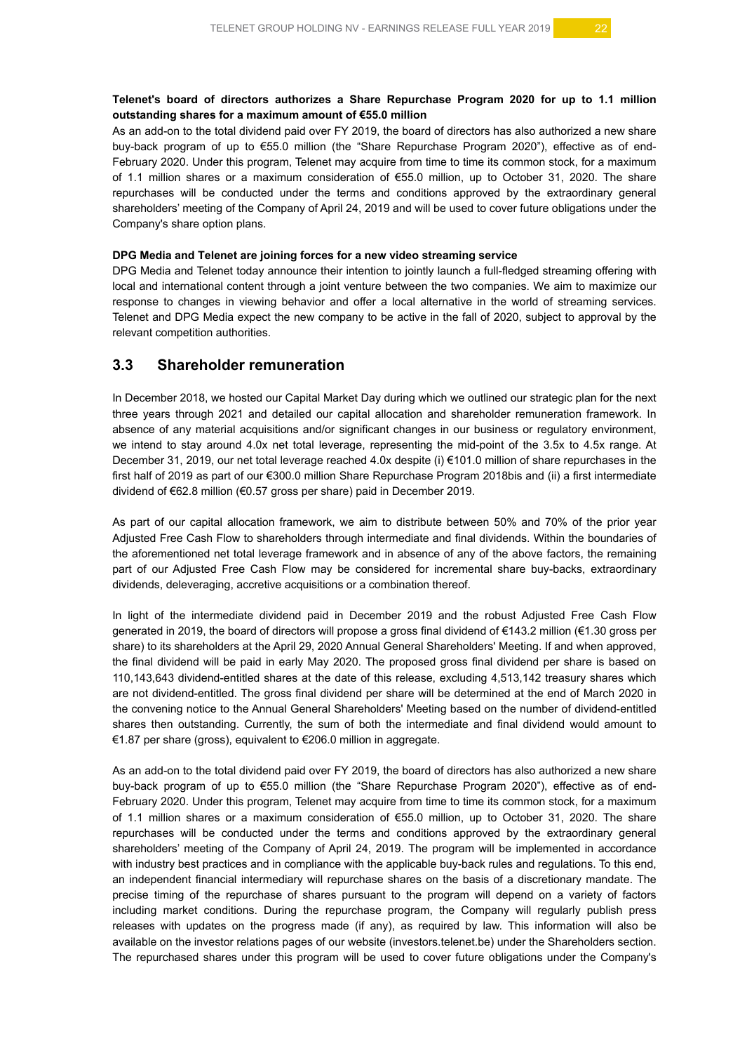**Telenet's board of directors authorizes a Share Repurchase Program 2020 for up to 1.1 million outstanding shares for a maximum amount of €55.0 million**

As an add-on to the total dividend paid over FY 2019, the board of directors has also authorized a new share buy-back program of up to €55.0 million (the "Share Repurchase Program 2020"), effective as of end-February 2020. Under this program, Telenet may acquire from time to time its common stock, for a maximum of 1.1 million shares or a maximum consideration of €55.0 million, up to October 31, 2020. The share repurchases will be conducted under the terms and conditions approved by the extraordinary general shareholders' meeting of the Company of April 24, 2019 and will be used to cover future obligations under the Company's share option plans.

**DPG Media and Telenet are joining forces for a new video streaming service**

DPG Media and Telenet today announce their intention to jointly launch a full-fledged streaming offering with local and international content through a joint venture between the two companies. We aim to maximize our response to changes in viewing behavior and offer a local alternative in the world of streaming services. Telenet and DPG Media expect the new company to be active in the fall of 2020, subject to approval by the relevant competition authorities.

## 3.3 Shareholder remuneration

In December 2018, we hosted our Capital Market Day during which we outlined our strategic plan for the next three years through 2021 and detailed our capital allocation and shareholder remuneration framework. In absence of any material acquisitions and/or significant changes in our business or regulatory environment, we intend to stay around 4.0x net total leverage, representing the mid-point of the 3.5x to 4.5x range. At December 31, 2019, our net total leverage reached 4.0x despite (i) €101.0 million of share repurchases in the first half of 2019 as part of our €300.0 million Share Repurchase Program 2018bis and (ii) a first intermediate dividend of €62.8 million (€0.57 gross per share) paid in December 2019.

As part of our capital allocation framework, we aim to distribute between 50% and 70% of the prior year Adjusted Free Cash Flow to shareholders through intermediate and final dividends. Within the boundaries of the aforementioned net total leverage framework and in absence of any of the above factors, the remaining part of our Adjusted Free Cash Flow may be considered for incremental share buy-backs, extraordinary dividends, deleveraging, accretive acquisitions or a combination thereof.

In light of the intermediate dividend paid in December 2019 and the robust Adjusted Free Cash Flow generated in 2019, the board of directors will propose a gross final dividend of €143.2 million (€1.30 gross per share) to its shareholders at the April 29, 2020 Annual General Shareholders' Meeting. If and when approved, the final dividend will be paid in early May 2020. The proposed gross final dividend per share is based on 110,143,643 dividend-entitled shares at the date of this release, excluding 4,513,142 treasury shares which are not dividend-entitled. The gross final dividend per share will be determined at the end of March 2020 in the convening notice to the Annual General Shareholders' Meeting based on the number of dividend-entitled shares then outstanding. Currently, the sum of both the intermediate and final dividend would amount to €1.87 per share (gross), equivalent to €206.0 million in aggregate.

As an add-on to the total dividend paid over FY 2019, the board of directors has also authorized a new share buy-back program of up to €55.0 million (the "Share Repurchase Program 2020"), effective as of end-February 2020. Under this program, Telenet may acquire from time to time its common stock, for a maximum of 1.1 million shares or a maximum consideration of €55.0 million, up to October 31, 2020. The share repurchases will be conducted under the terms and conditions approved by the extraordinary general shareholders' meeting of the Company of April 24, 2019. The program will be implemented in accordance with industry best practices and in compliance with the applicable buy-back rules and regulations. To this end, an independent financial intermediary will repurchase shares on the basis of a discretionary mandate. The precise timing of the repurchase of shares pursuant to the program will depend on a variety of factors including market conditions. During the repurchase program, the Company will regularly publish press releases with updates on the progress made (if any), as required by law. This information will also be available on the investor relations pages of our website (investors.telenet.be) under the Shareholders section. The repurchased shares under this program will be used to cover future obligations under the Company's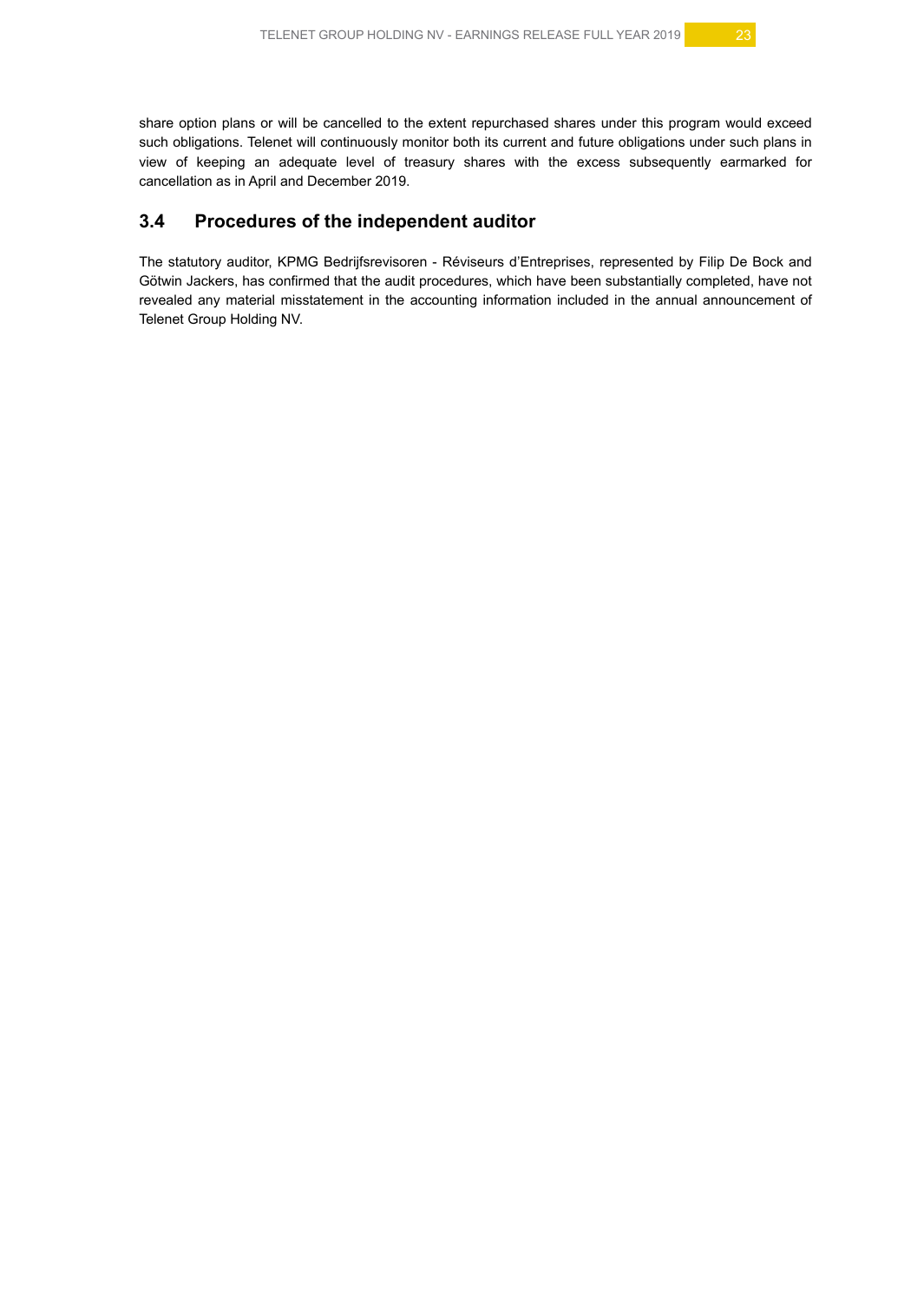share option plans or will be cancelled to the extent repurchased shares under this program would exceed such obligations. Telenet will continuously monitor both its current and future obligations under such plans in view of keeping an adequate level of treasury shares with the excess subsequently earmarked for cancellation as in April and December 2019.

## 3.4 Procedures of the independent auditor

The statutory auditor, KPMG Bedrijfsrevisoren - Réviseurs d'Entreprises, represented by Filip De Bock and Götwin Jackers, has confirmed that the audit procedures, which have been substantially completed, have not revealed any material misstatement in the accounting information included in the annual announcement of Telenet Group Holding NV.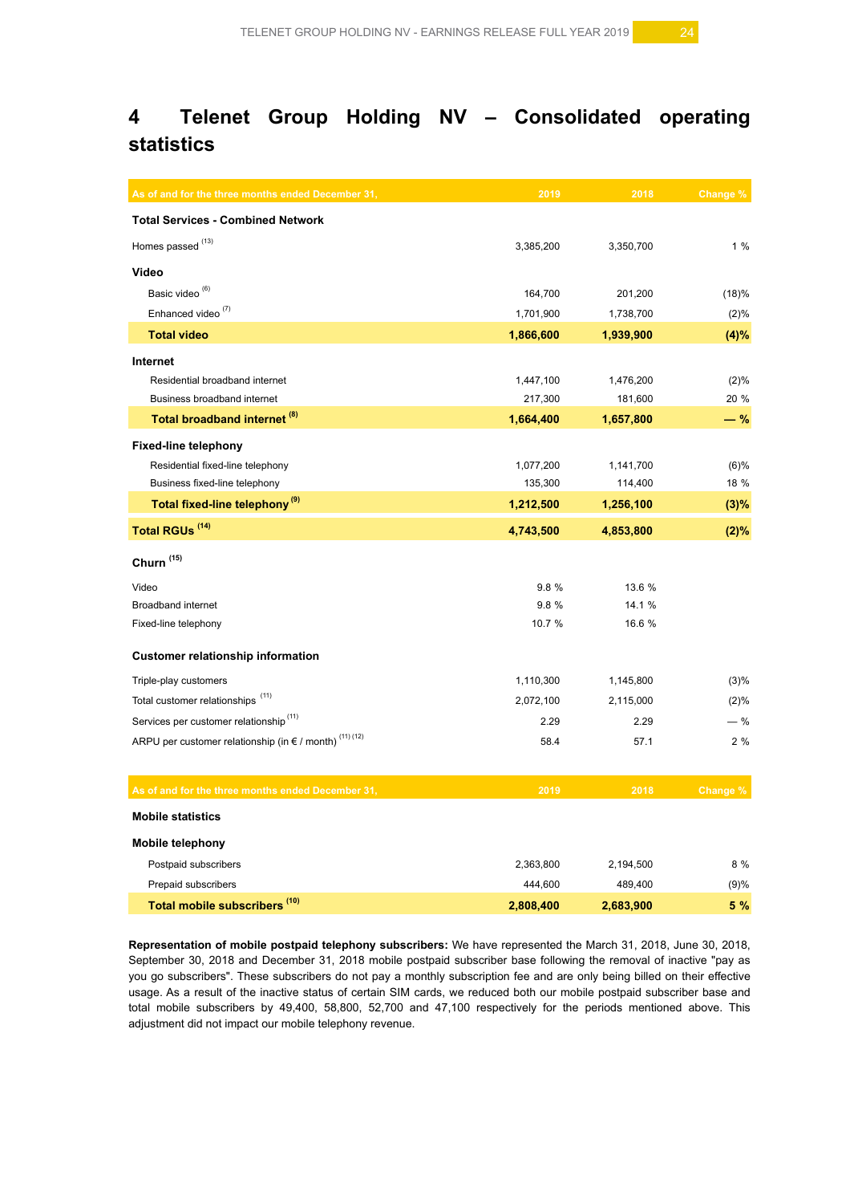# 4 Telenet Group Holding NV – Consolidated operating statistics

| As of and for the three months ended December 31, | 2019 | 2018 | Change % |
|---|---|---|---|
| **Total Services - Combined Network** | | | |
| Homes passed [13] | 3,385,200 | 3,350,700 | 1 % |
| **Video** | | | |
| Basic video [6] | 164,700 | 201,200 | (18)% |
| Enhanced video [7] | 1,701,900 | 1,738,700 | (2)% |
| **Total video** | **1,866,600** | **1,939,900** | **(4)%** |
| **Internet** | | | |
| Residential broadband internet | 1,447,100 | 1,476,200 | (2)% |
| Business broadband internet | 217,300 | 181,600 | 20 % |
| **Total broadband internet [8]** | **1,664,400** | **1,657,800** | **— %** |
| **Fixed-line telephony** | | | |
| Residential fixed-line telephony | 1,077,200 | 1,141,700 | (6)% |
| Business fixed-line telephony | 135,300 | 114,400 | 18 % |
| **Total fixed-line telephony [9]** | **1,212,500** | **1,256,100** | **(3)%** |
| **Total RGUs [14]** | **4,743,500** | **4,853,800** | **(2)%** |
| **Churn [15]** | | | |
| Video | 9.8 % | 13.6 % | |
| Broadband internet | 9.8 % | 14.1 % | |
| Fixed-line telephony | 10.7 % | 16.6 % | |
| **Customer relationship information** | | | |
| Triple-play customers | 1,110,300 | 1,145,800 | (3)% |
| Total customer relationships [11] | 2,072,100 | 2,115,000 | (2)% |
| Services per customer relationship [11] | 2.29 | 2.29 | — % |
| ARPU per customer relationship (in € / month) [11] [12] | 58.4 | 57.1 | 2 % |

| As of and for the three months ended December 31, | 2019 | 2018 | Change % |
|---|---|---|---|
| **Mobile statistics** | | | |
| **Mobile telephony** | | | |
| Postpaid subscribers | 2,363,800 | 2,194,500 | 8 % |
| Prepaid subscribers | 444,600 | 489,400 | (9)% |
| **Total mobile subscribers [10]** | **2,808,400** | **2,683,900** | **5 %** |

**Representation of mobile postpaid telephony subscribers:** We have represented the March 31, 2018, June 30, 2018, September 30, 2018 and December 31, 2018 mobile postpaid subscriber base following the removal of inactive "pay as you go subscribers". These subscribers do not pay a monthly subscription fee and are only being billed on their effective usage. As a result of the inactive status of certain SIM cards, we reduced both our mobile postpaid subscriber base and total mobile subscribers by 49,400, 58,800, 52,700 and 47,100 respectively for the periods mentioned above. This adjustment did not impact our mobile telephony revenue.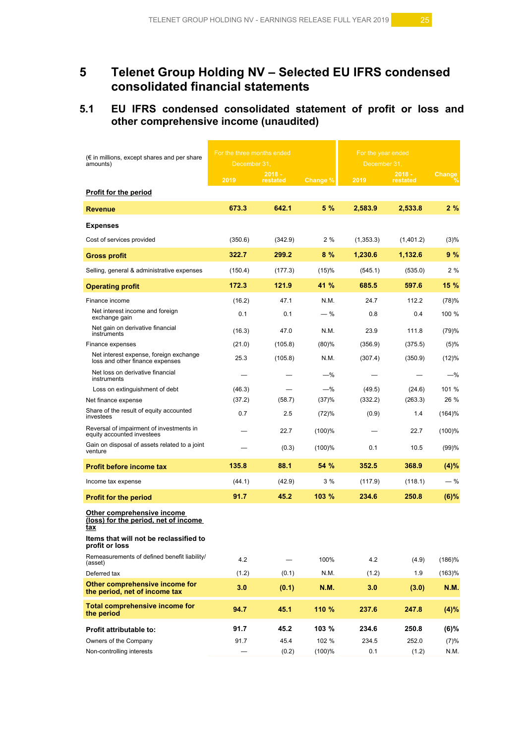# 5 Telenet Group Holding NV – Selected EU IFRS condensed consolidated financial statements

## 5.1 EU IFRS condensed consolidated statement of profit or loss and other comprehensive income (unaudited)

| (€ in millions, except shares and per share amounts) | For the three months ended December 31, | | | For the year ended December 31, | | |
|---|---|---|---|---|---|---|
| | 2019 | 2018 - restated | Change % | 2019 | 2018 - restated | Change % |
| **Profit for the period** | | | | | | |
| **Revenue** | **673.3** | **642.1** | **5 %** | **2,583.9** | **2,533.8** | **2 %** |
| **Expenses** | | | | | | |
| Cost of services provided | (350.6) | (342.9) | 2 % | (1,353.3) | (1,401.2) | (3)% |
| **Gross profit** | **322.7** | **299.2** | **8 %** | **1,230.6** | **1,132.6** | **9 %** |
| Selling, general & administrative expenses | (150.4) | (177.3) | (15)% | (545.1) | (535.0) | 2 % |
| **Operating profit** | **172.3** | **121.9** | **41 %** | **685.5** | **597.6** | **15 %** |
| Finance income | (16.2) | 47.1 | N.M. | 24.7 | 112.2 | (78)% |
| Net interest income and foreign exchange gain | 0.1 | 0.1 | — % | 0.8 | 0.4 | 100 % |
| Net gain on derivative financial instruments | (16.3) | 47.0 | N.M. | 23.9 | 111.8 | (79)% |
| Finance expenses | (21.0) | (105.8) | (80)% | (356.9) | (375.5) | (5)% |
| Net interest expense, foreign exchange loss and other finance expenses | 25.3 | (105.8) | N.M. | (307.4) | (350.9) | (12)% |
| Net loss on derivative financial instruments | — | — | —% | — | — | —% |
| Loss on extinguishment of debt | (46.3) | — | —% | (49.5) | (24.6) | 101 % |
| Net finance expense | (37.2) | (58.7) | (37)% | (332.2) | (263.3) | 26 % |
| Share of the result of equity accounted investees | 0.7 | 2.5 | (72)% | (0.9) | 1.4 | (164)% |
| Reversal of impairment of investments in equity accounted investees | — | 22.7 | (100)% | — | 22.7 | (100)% |
| Gain on disposal of assets related to a joint venture | — | (0.3) | (100)% | 0.1 | 10.5 | (99)% |
| **Profit before income tax** | **135.8** | **88.1** | **54 %** | **352.5** | **368.9** | **(4)%** |
| Income tax expense | (44.1) | (42.9) | 3 % | (117.9) | (118.1) | — % |
| **Profit for the period** | **91.7** | **45.2** | **103 %** | **234.6** | **250.8** | **(6)%** |
| **Other comprehensive income (loss) for the period, net of income tax** | | | | | | |
| **Items that will not be reclassified to profit or loss** | | | | | | |
| Remeasurements of defined benefit liability/(asset) | 4.2 | — | 100% | 4.2 | (4.9) | (186)% |
| Deferred tax | (1.2) | (0.1) | N.M. | (1.2) | 1.9 | (163)% |
| **Other comprehensive income for the period, net of income tax** | **3.0** | **(0.1)** | **N.M.** | **3.0** | **(3.0)** | **N.M.** |
| **Total comprehensive income for the period** | **94.7** | **45.1** | **110 %** | **237.6** | **247.8** | **(4)%** |
| **Profit attributable to:** | **91.7** | **45.2** | **103 %** | **234.6** | **250.8** | **(6)%** |
| Owners of the Company | 91.7 | 45.4 | 102 % | 234.5 | 252.0 | (7)% |
| Non-controlling interests | — | (0.2) | (100)% | 0.1 | (1.2) | N.M. |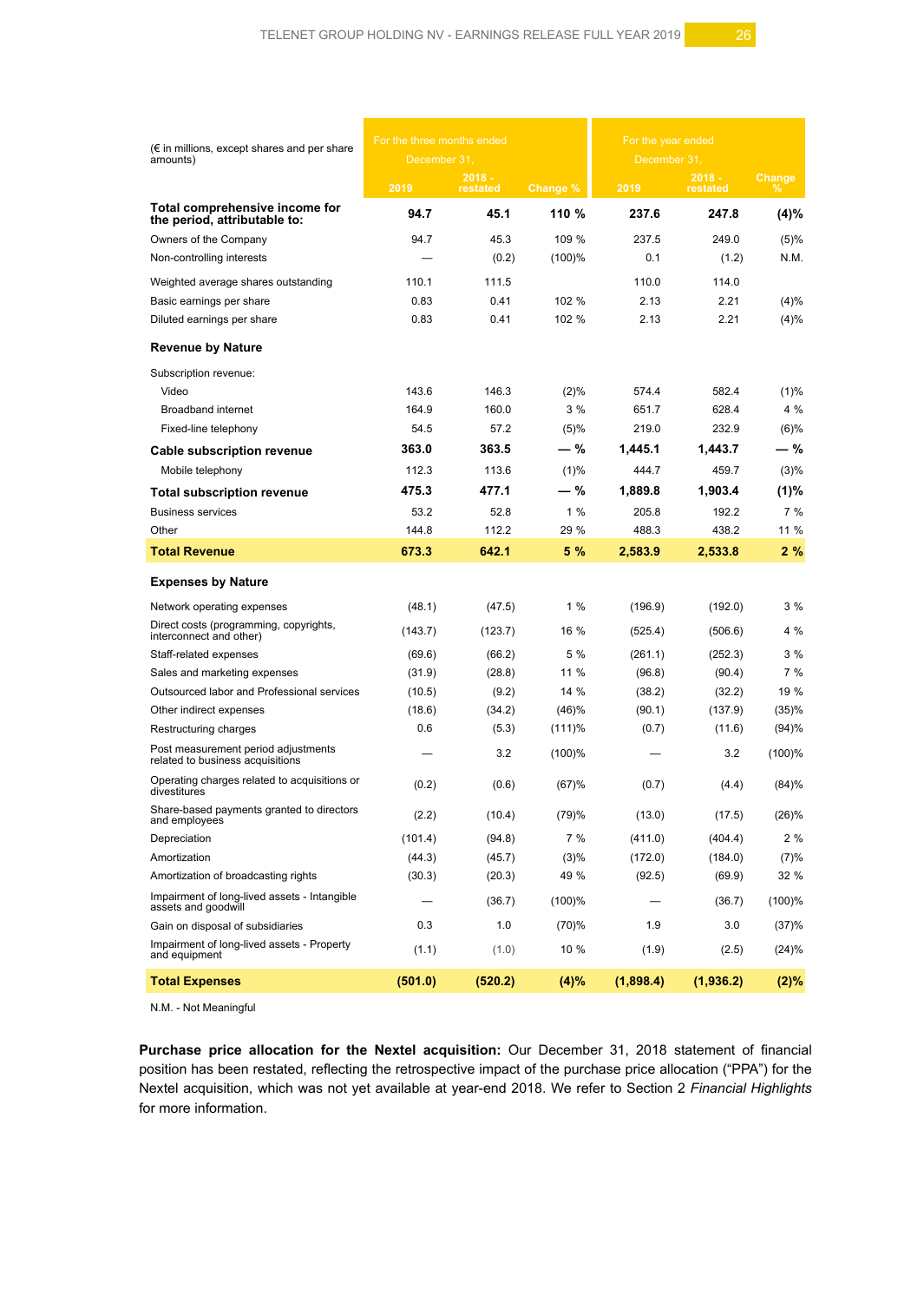| (€ in millions, except shares and per share amounts) | For the three months ended December 31, | | | For the year ended December 31, | | |
|---|---|---|---|---|---|---|
| | 2019 | 2018 - restated | Change % | 2019 | 2018 - restated | Change % |
| **Total comprehensive income for the period, attributable to:** | **94.7** | **45.1** | **110 %** | **237.6** | **247.8** | **(4)%** |
| Owners of the Company | 94.7 | 45.3 | 109 % | 237.5 | 249.0 | (5)% |
| Non-controlling interests | — | (0.2) | (100)% | 0.1 | (1.2) | N.M. |
| Weighted average shares outstanding | 110.1 | 111.5 | | 110.0 | 114.0 | |
| Basic earnings per share | 0.83 | 0.41 | 102 % | 2.13 | 2.21 | (4)% |
| Diluted earnings per share | 0.83 | 0.41 | 102 % | 2.13 | 2.21 | (4)% |
| **Revenue by Nature** | | | | | | |
| Subscription revenue: | | | | | | |
| Video | 143.6 | 146.3 | (2)% | 574.4 | 582.4 | (1)% |
| Broadband internet | 164.9 | 160.0 | 3 % | 651.7 | 628.4 | 4 % |
| Fixed-line telephony | 54.5 | 57.2 | (5)% | 219.0 | 232.9 | (6)% |
| **Cable subscription revenue** | **363.0** | **363.5** | **— %** | **1,445.1** | **1,443.7** | **— %** |
| Mobile telephony | 112.3 | 113.6 | (1)% | 444.7 | 459.7 | (3)% |
| **Total subscription revenue** | **475.3** | **477.1** | **— %** | **1,889.8** | **1,903.4** | **(1)%** |
| Business services | 53.2 | 52.8 | 1 % | 205.8 | 192.2 | 7 % |
| Other | 144.8 | 112.2 | 29 % | 488.3 | 438.2 | 11 % |
| **Total Revenue** | **673.3** | **642.1** | **5 %** | **2,583.9** | **2,533.8** | **2 %** |
| **Expenses by Nature** | | | | | | |
| Network operating expenses | (48.1) | (47.5) | 1 % | (196.9) | (192.0) | 3 % |
| Direct costs (programming, copyrights, interconnect and other) | (143.7) | (123.7) | 16 % | (525.4) | (506.6) | 4 % |
| Staff-related expenses | (69.6) | (66.2) | 5 % | (261.1) | (252.3) | 3 % |
| Sales and marketing expenses | (31.9) | (28.8) | 11 % | (96.8) | (90.4) | 7 % |
| Outsourced labor and Professional services | (10.5) | (9.2) | 14 % | (38.2) | (32.2) | 19 % |
| Other indirect expenses | (18.6) | (34.2) | (46)% | (90.1) | (137.9) | (35)% |
| Restructuring charges | 0.6 | (5.3) | (111)% | (0.7) | (11.6) | (94)% |
| Post measurement period adjustments related to business acquisitions | — | 3.2 | (100)% | — | 3.2 | (100)% |
| Operating charges related to acquisitions or divestitures | (0.2) | (0.6) | (67)% | (0.7) | (4.4) | (84)% |
| Share-based payments granted to directors and employees | (2.2) | (10.4) | (79)% | (13.0) | (17.5) | (26)% |
| Depreciation | (101.4) | (94.8) | 7 % | (411.0) | (404.4) | 2 % |
| Amortization | (44.3) | (45.7) | (3)% | (172.0) | (184.0) | (7)% |
| Amortization of broadcasting rights | (30.3) | (20.3) | 49 % | (92.5) | (69.9) | 32 % |
| Impairment of long-lived assets - Intangible assets and goodwill | — | (36.7) | (100)% | — | (36.7) | (100)% |
| Gain on disposal of subsidiaries | 0.3 | 1.0 | (70)% | 1.9 | 3.0 | (37)% |
| Impairment of long-lived assets - Property and equipment | (1.1) | (1.0) | 10 % | (1.9) | (2.5) | (24)% |
| **Total Expenses** | **(501.0)** | **(520.2)** | **(4)%** | **(1,898.4)** | **(1,936.2)** | **(2)%** |

N.M. - Not Meaningful

**Purchase price allocation for the Nextel acquisition:** Our December 31, 2018 statement of financial position has been restated, reflecting the retrospective impact of the purchase price allocation ("PPA") for the Nextel acquisition, which was not yet available at year-end 2018. We refer to Section 2 *Financial Highlights* for more information.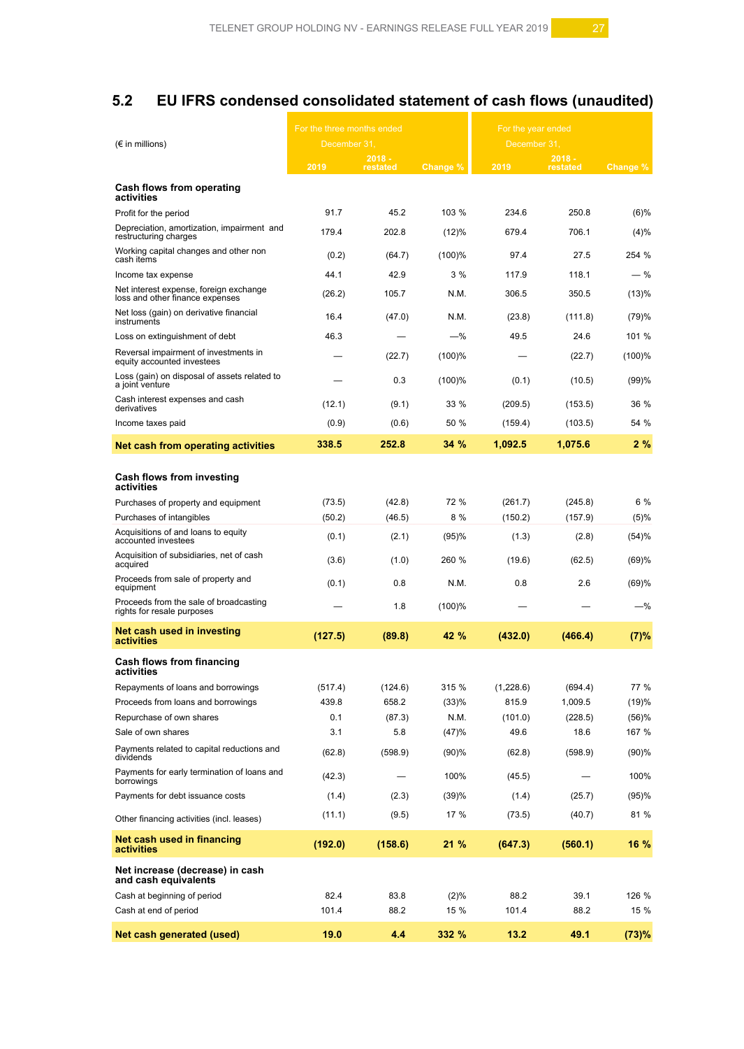## 5.2 EU IFRS condensed consolidated statement of cash flows (unaudited)

| (€ in millions) | For the three months ended December 31, | | | For the year ended December 31, | | |
|---|---|---|---|---|---|---|
| | 2019 | 2018 - restated | Change % | 2019 | 2018 - restated | Change % |
| **Cash flows from operating activities** | | | | | | |
| Profit for the period | 91.7 | 45.2 | 103 % | 234.6 | 250.8 | (6)% |
| Depreciation, amortization, impairment and restructuring charges | 179.4 | 202.8 | (12)% | 679.4 | 706.1 | (4)% |
| Working capital changes and other non cash items | (0.2) | (64.7) | (100)% | 97.4 | 27.5 | 254 % |
| Income tax expense | 44.1 | 42.9 | 3 % | 117.9 | 118.1 | — % |
| Net interest expense, foreign exchange loss and other finance expenses | (26.2) | 105.7 | N.M. | 306.5 | 350.5 | (13)% |
| Net loss (gain) on derivative financial instruments | 16.4 | (47.0) | N.M. | (23.8) | (111.8) | (79)% |
| Loss on extinguishment of debt | 46.3 | — | —% | 49.5 | 24.6 | 101 % |
| Reversal impairment of investments in equity accounted investees | — | (22.7) | (100)% | — | (22.7) | (100)% |
| Loss (gain) on disposal of assets related to a joint venture | — | 0.3 | (100)% | (0.1) | (10.5) | (99)% |
| Cash interest expenses and cash derivatives | (12.1) | (9.1) | 33 % | (209.5) | (153.5) | 36 % |
| Income taxes paid | (0.9) | (0.6) | 50 % | (159.4) | (103.5) | 54 % |
| **Net cash from operating activities** | **338.5** | **252.8** | **34 %** | **1,092.5** | **1,075.6** | **2 %** |
| **Cash flows from investing activities** | | | | | | |
| Purchases of property and equipment | (73.5) | (42.8) | 72 % | (261.7) | (245.8) | 6 % |
| Purchases of intangibles | (50.2) | (46.5) | 8 % | (150.2) | (157.9) | (5)% |
| Acquisitions of and loans to equity accounted investees | (0.1) | (2.1) | (95)% | (1.3) | (2.8) | (54)% |
| Acquisition of subsidiaries, net of cash acquired | (3.6) | (1.0) | 260 % | (19.6) | (62.5) | (69)% |
| Proceeds from sale of property and equipment | (0.1) | 0.8 | N.M. | 0.8 | 2.6 | (69)% |
| Proceeds from the sale of broadcasting rights for resale purposes | — | 1.8 | (100)% | — | — | —% |
| **Net cash used in investing activities** | **(127.5)** | **(89.8)** | **42 %** | **(432.0)** | **(466.4)** | **(7)%** |
| **Cash flows from financing activities** | | | | | | |
| Repayments of loans and borrowings | (517.4) | (124.6) | 315 % | (1,228.6) | (694.4) | 77 % |
| Proceeds from loans and borrowings | 439.8 | 658.2 | (33)% | 815.9 | 1,009.5 | (19)% |
| Repurchase of own shares | 0.1 | (87.3) | N.M. | (101.0) | (228.5) | (56)% |
| Sale of own shares | 3.1 | 5.8 | (47)% | 49.6 | 18.6 | 167 % |
| Payments related to capital reductions and dividends | (62.8) | (598.9) | (90)% | (62.8) | (598.9) | (90)% |
| Payments for early termination of loans and borrowings | (42.3) | — | 100% | (45.5) | — | 100% |
| Payments for debt issuance costs | (1.4) | (2.3) | (39)% | (1.4) | (25.7) | (95)% |
| Other financing activities (incl. leases) | (11.1) | (9.5) | 17 % | (73.5) | (40.7) | 81 % |
| **Net cash used in financing activities** | **(192.0)** | **(158.6)** | **21 %** | **(647.3)** | **(560.1)** | **16 %** |
| **Net increase (decrease) in cash and cash equivalents** | | | | | | |
| Cash at beginning of period | 82.4 | 83.8 | (2)% | 88.2 | 39.1 | 126 % |
| Cash at end of period | 101.4 | 88.2 | 15 % | 101.4 | 88.2 | 15 % |
| **Net cash generated (used)** | **19.0** | **4.4** | **332 %** | **13.2** | **49.1** | **(73)%** |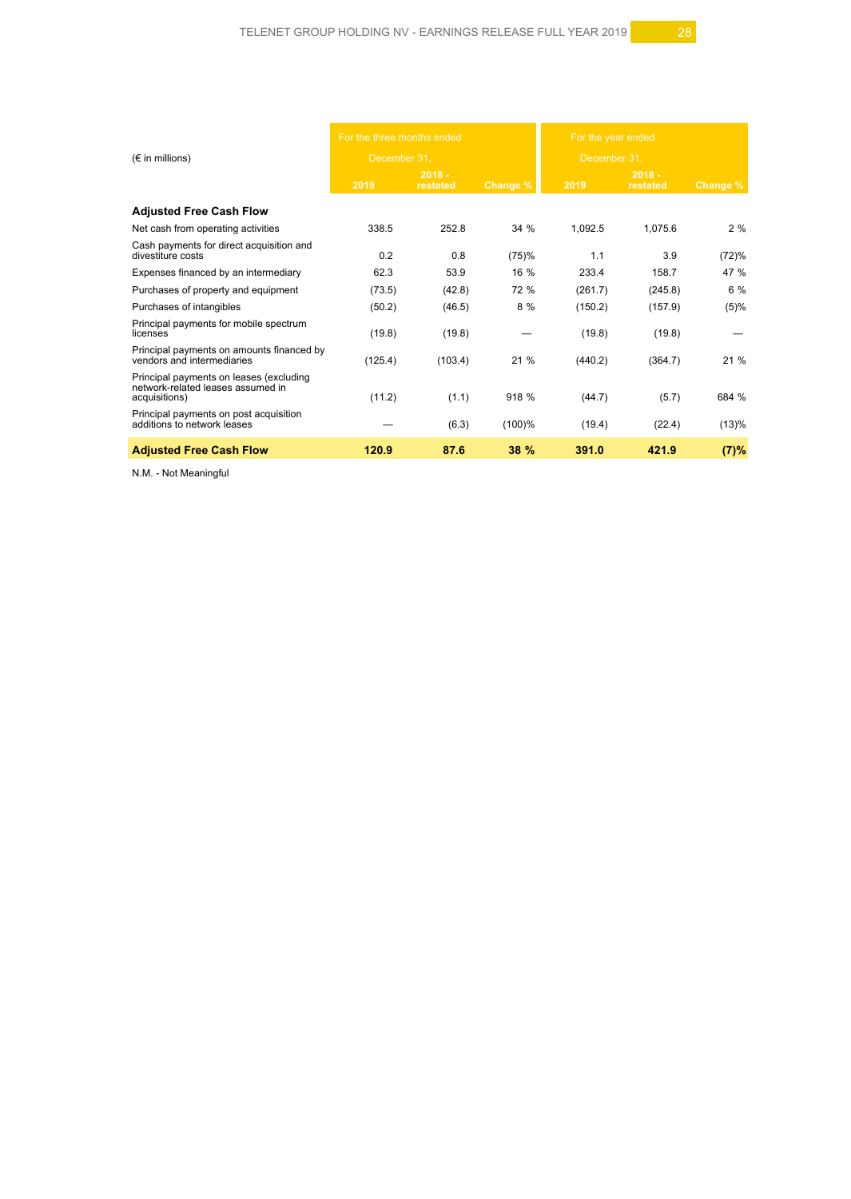| (€ in millions) | For the three months ended December 31, | | | For the year ended December 31, | | |
|---|---|---|---|---|---|---|
| | 2019 | 2018 - restated | Change % | 2019 | 2018 - restated | Change % |
| **Adjusted Free Cash Flow** | | | | | | |
| Net cash from operating activities | 338.5 | 252.8 | 34 % | 1,092.5 | 1,075.6 | 2 % |
| Cash payments for direct acquisition and divestiture costs | 0.2 | 0.8 | (75)% | 1.1 | 3.9 | (72)% |
| Expenses financed by an intermediary | 62.3 | 53.9 | 16 % | 233.4 | 158.7 | 47 % |
| Purchases of property and equipment | (73.5) | (42.8) | 72 % | (261.7) | (245.8) | 6 % |
| Purchases of intangibles | (50.2) | (46.5) | 8 % | (150.2) | (157.9) | (5)% |
| Principal payments for mobile spectrum licenses | (19.8) | (19.8) | — | (19.8) | (19.8) | — |
| Principal payments on amounts financed by vendors and intermediaries | (125.4) | (103.4) | 21 % | (440.2) | (364.7) | 21 % |
| Principal payments on leases (excluding network-related leases assumed in acquisitions) | (11.2) | (1.1) | 918 % | (44.7) | (5.7) | 684 % |
| Principal payments on post acquisition additions to network leases | — | (6.3) | (100)% | (19.4) | (22.4) | (13)% |
| **Adjusted Free Cash Flow** | **120.9** | **87.6** | **38 %** | **391.0** | **421.9** | **(7)%** |

N.M. - Not Meaningful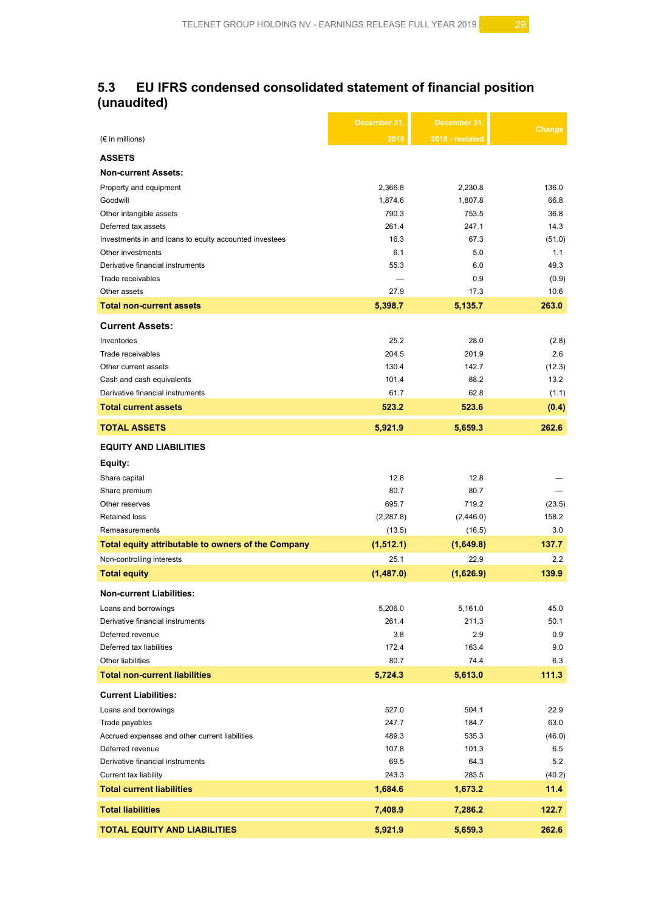## 5.3 EU IFRS condensed consolidated statement of financial position (unaudited)

| (€ in millions) | December 31, 2019 | December 31, 2018 - restated | Change |
|---|---|---|---|
| **ASSETS** | | | |
| **Non-current Assets:** | | | |
| Property and equipment | 2,366.8 | 2,230.8 | 136.0 |
| Goodwill | 1,874.6 | 1,807.8 | 66.8 |
| Other intangible assets | 790.3 | 753.5 | 36.8 |
| Deferred tax assets | 261.4 | 247.1 | 14.3 |
| Investments in and loans to equity accounted investees | 16.3 | 67.3 | (51.0) |
| Other investments | 6.1 | 5.0 | 1.1 |
| Derivative financial instruments | 55.3 | 6.0 | 49.3 |
| Trade receivables | — | 0.9 | (0.9) |
| Other assets | 27.9 | 17.3 | 10.6 |
| **Total non-current assets** | **5,398.7** | **5,135.7** | **263.0** |
| **Current Assets:** | | | |
| Inventories | 25.2 | 28.0 | (2.8) |
| Trade receivables | 204.5 | 201.9 | 2.6 |
| Other current assets | 130.4 | 142.7 | (12.3) |
| Cash and cash equivalents | 101.4 | 88.2 | 13.2 |
| Derivative financial instruments | 61.7 | 62.8 | (1.1) |
| **Total current assets** | **523.2** | **523.6** | **(0.4)** |
| **TOTAL ASSETS** | **5,921.9** | **5,659.3** | **262.6** |
| **EQUITY AND LIABILITIES** | | | |
| **Equity:** | | | |
| Share capital | 12.8 | 12.8 | — |
| Share premium | 80.7 | 80.7 | — |
| Other reserves | 695.7 | 719.2 | (23.5) |
| Retained loss | (2,287.8) | (2,446.0) | 158.2 |
| Remeasurements | (13.5) | (16.5) | 3.0 |
| **Total equity attributable to owners of the Company** | **(1,512.1)** | **(1,649.8)** | **137.7** |
| Non-controlling interests | 25.1 | 22.9 | 2.2 |
| **Total equity** | **(1,487.0)** | **(1,626.9)** | **139.9** |
| **Non-current Liabilities:** | | | |
| Loans and borrowings | 5,206.0 | 5,161.0 | 45.0 |
| Derivative financial instruments | 261.4 | 211.3 | 50.1 |
| Deferred revenue | 3.8 | 2.9 | 0.9 |
| Deferred tax liabilities | 172.4 | 163.4 | 9.0 |
| Other liabilities | 80.7 | 74.4 | 6.3 |
| **Total non-current liabilities** | **5,724.3** | **5,613.0** | **111.3** |
| **Current Liabilities:** | | | |
| Loans and borrowings | 527.0 | 504.1 | 22.9 |
| Trade payables | 247.7 | 184.7 | 63.0 |
| Accrued expenses and other current liabilities | 489.3 | 535.3 | (46.0) |
| Deferred revenue | 107.8 | 101.3 | 6.5 |
| Derivative financial instruments | 69.5 | 64.3 | 5.2 |
| Current tax liability | 243.3 | 283.5 | (40.2) |
| **Total current liabilities** | **1,684.6** | **1,673.2** | **11.4** |
| **Total liabilities** | **7,408.9** | **7,286.2** | **122.7** |
| **TOTAL EQUITY AND LIABILITIES** | **5,921.9** | **5,659.3** | **262.6** |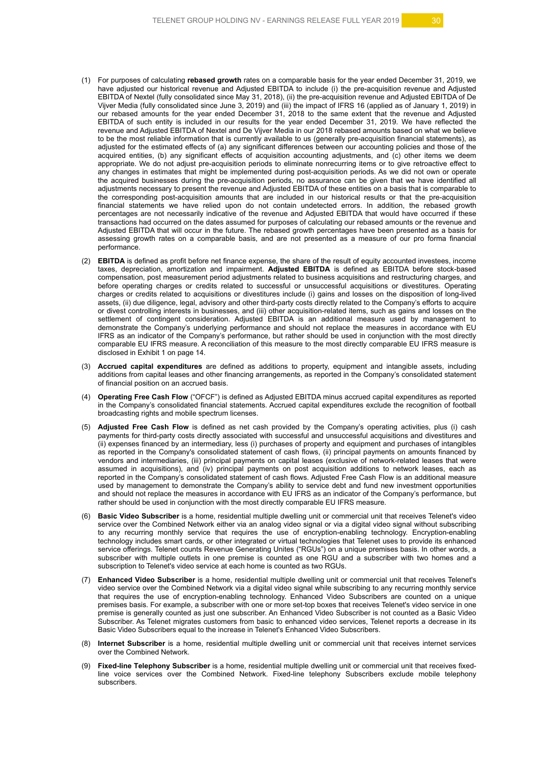(1) For purposes of calculating **rebased growth** rates on a comparable basis for the year ended December 31, 2019, we have adjusted our historical revenue and Adjusted EBITDA to include (i) the pre-acquisition revenue and Adjusted EBITDA of Nextel (fully consolidated since May 31, 2018), (ii) the pre-acquisition revenue and Adjusted EBITDA of De Vijver Media (fully consolidated since June 3, 2019) and (iii) the impact of IFRS 16 (applied as of January 1, 2019) in our rebased amounts for the year ended December 31, 2018 to the same extent that the revenue and Adjusted EBITDA of such entity is included in our results for the year ended December 31, 2019. We have reflected the revenue and Adjusted EBITDA of Nextel and De Vijver Media in our 2018 rebased amounts based on what we believe to be the most reliable information that is currently available to us (generally pre-acquisition financial statements), as adjusted for the estimated effects of (a) any significant differences between our accounting policies and those of the acquired entities, (b) any significant effects of acquisition accounting adjustments, and (c) other items we deem appropriate. We do not adjust pre-acquisition periods to eliminate nonrecurring items or to give retroactive effect to any changes in estimates that might be implemented during post-acquisition periods. As we did not own or operate the acquired businesses during the pre-acquisition periods, no assurance can be given that we have identified all adjustments necessary to present the revenue and Adjusted EBITDA of these entities on a basis that is comparable to the corresponding post-acquisition amounts that are included in our historical results or that the pre-acquisition financial statements we have relied upon do not contain undetected errors. In addition, the rebased growth percentages are not necessarily indicative of the revenue and Adjusted EBITDA that would have occurred if these transactions had occurred on the dates assumed for purposes of calculating our rebased amounts or the revenue and Adjusted EBITDA that will occur in the future. The rebased growth percentages have been presented as a basis for assessing growth rates on a comparable basis, and are not presented as a measure of our pro forma financial performance.

(2) **EBITDA** is defined as profit before net finance expense, the share of the result of equity accounted investees, income taxes, depreciation, amortization and impairment. **Adjusted EBITDA** is defined as EBITDA before stock-based compensation, post measurement period adjustments related to business acquisitions and restructuring charges, and before operating charges or credits related to successful or unsuccessful acquisitions or divestitures. Operating charges or credits related to acquisitions or divestitures include (i) gains and losses on the disposition of long-lived assets, (ii) due diligence, legal, advisory and other third-party costs directly related to the Company's efforts to acquire or divest controlling interests in businesses, and (iii) other acquisition-related items, such as gains and losses on the settlement of contingent consideration. Adjusted EBITDA is an additional measure used by management to demonstrate the Company's underlying performance and should not replace the measures in accordance with EU IFRS as an indicator of the Company's performance, but rather should be used in conjunction with the most directly comparable EU IFRS measure. A reconciliation of this measure to the most directly comparable EU IFRS measure is disclosed in Exhibit 1 on page 14.

(3) **Accrued capital expenditures** are defined as additions to property, equipment and intangible assets, including additions from capital leases and other financing arrangements, as reported in the Company's consolidated statement of financial position on an accrued basis.

(4) **Operating Free Cash Flow** ("OFCF") is defined as Adjusted EBITDA minus accrued capital expenditures as reported in the Company's consolidated financial statements. Accrued capital expenditures exclude the recognition of football broadcasting rights and mobile spectrum licenses.

(5) **Adjusted Free Cash Flow** is defined as net cash provided by the Company's operating activities, plus (i) cash payments for third-party costs directly associated with successful and unsuccessful acquisitions and divestitures and (ii) expenses financed by an intermediary, less (i) purchases of property and equipment and purchases of intangibles as reported in the Company's consolidated statement of cash flows, (ii) principal payments on amounts financed by vendors and intermediaries, (iii) principal payments on capital leases (exclusive of network-related leases that were assumed in acquisitions), and (iv) principal payments on post acquisition additions to network leases, each as reported in the Company's consolidated statement of cash flows. Adjusted Free Cash Flow is an additional measure used by management to demonstrate the Company's ability to service debt and fund new investment opportunities and should not replace the measures in accordance with EU IFRS as an indicator of the Company's performance, but rather should be used in conjunction with the most directly comparable EU IFRS measure.

(6) **Basic Video Subscriber** is a home, residential multiple dwelling unit or commercial unit that receives Telenet's video service over the Combined Network either via an analog video signal or via a digital video signal without subscribing to any recurring monthly service that requires the use of encryption-enabling technology. Encryption-enabling technology includes smart cards, or other integrated or virtual technologies that Telenet uses to provide its enhanced service offerings. Telenet counts Revenue Generating Unites ("RGUs") on a unique premises basis. In other words, a subscriber with multiple outlets in one premise is counted as one RGU and a subscriber with two homes and a subscription to Telenet's video service at each home is counted as two RGUs.

(7) **Enhanced Video Subscriber** is a home, residential multiple dwelling unit or commercial unit that receives Telenet's video service over the Combined Network via a digital video signal while subscribing to any recurring monthly service that requires the use of encryption-enabling technology. Enhanced Video Subscribers are counted on a unique premises basis. For example, a subscriber with one or more set-top boxes that receives Telenet's video service in one premise is generally counted as just one subscriber. An Enhanced Video Subscriber is not counted as a Basic Video Subscriber. As Telenet migrates customers from basic to enhanced video services, Telenet reports a decrease in its Basic Video Subscribers equal to the increase in Telenet's Enhanced Video Subscribers.

(8) **Internet Subscriber** is a home, residential multiple dwelling unit or commercial unit that receives internet services over the Combined Network.

(9) **Fixed-line Telephony Subscriber** is a home, residential multiple dwelling unit or commercial unit that receives fixed-line voice services over the Combined Network. Fixed-line telephony Subscribers exclude mobile telephony subscribers.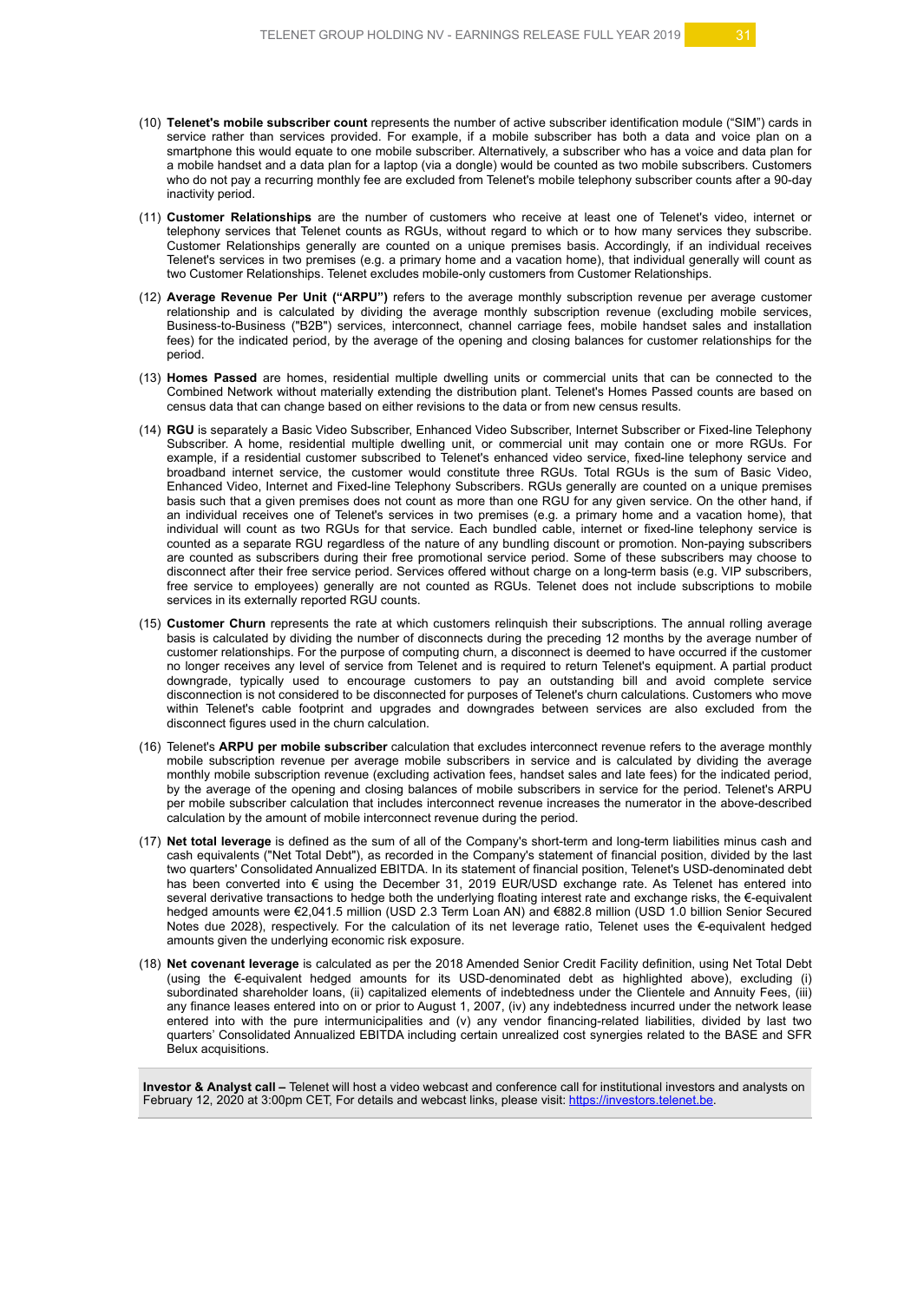(10) **Telenet's mobile subscriber count** represents the number of active subscriber identification module ("SIM") cards in service rather than services provided. For example, if a mobile subscriber has both a data and voice plan on a smartphone this would equate to one mobile subscriber. Alternatively, a subscriber who has a voice and data plan for a mobile handset and a data plan for a laptop (via a dongle) would be counted as two mobile subscribers. Customers who do not pay a recurring monthly fee are excluded from Telenet's mobile telephony subscriber counts after a 90-day inactivity period.

(11) **Customer Relationships** are the number of customers who receive at least one of Telenet's video, internet or telephony services that Telenet counts as RGUs, without regard to which or to how many services they subscribe. Customer Relationships generally are counted on a unique premises basis. Accordingly, if an individual receives Telenet's services in two premises (e.g. a primary home and a vacation home), that individual generally will count as two Customer Relationships. Telenet excludes mobile-only customers from Customer Relationships.

(12) **Average Revenue Per Unit ("ARPU")** refers to the average monthly subscription revenue per average customer relationship and is calculated by dividing the average monthly subscription revenue (excluding mobile services, Business-to-Business ("B2B") services, interconnect, channel carriage fees, mobile handset sales and installation fees) for the indicated period, by the average of the opening and closing balances for customer relationships for the period.

(13) **Homes Passed** are homes, residential multiple dwelling units or commercial units that can be connected to the Combined Network without materially extending the distribution plant. Telenet's Homes Passed counts are based on census data that can change based on either revisions to the data or from new census results.

(14) **RGU** is separately a Basic Video Subscriber, Enhanced Video Subscriber, Internet Subscriber or Fixed-line Telephony Subscriber. A home, residential multiple dwelling unit, or commercial unit may contain one or more RGUs. For example, if a residential customer subscribed to Telenet's enhanced video service, fixed-line telephony service and broadband internet service, the customer would constitute three RGUs. Total RGUs is the sum of Basic Video, Enhanced Video, Internet and Fixed-line Telephony Subscribers. RGUs generally are counted on a unique premises basis such that a given premises does not count as more than one RGU for any given service. On the other hand, if an individual receives one of Telenet's services in two premises (e.g. a primary home and a vacation home), that individual will count as two RGUs for that service. Each bundled cable, internet or fixed-line telephony service is counted as a separate RGU regardless of the nature of any bundling discount or promotion. Non-paying subscribers are counted as subscribers during their free promotional service period. Some of these subscribers may choose to disconnect after their free service period. Services offered without charge on a long-term basis (e.g. VIP subscribers, free service to employees) generally are not counted as RGUs. Telenet does not include subscriptions to mobile services in its externally reported RGU counts.

(15) **Customer Churn** represents the rate at which customers relinquish their subscriptions. The annual rolling average basis is calculated by dividing the number of disconnects during the preceding 12 months by the average number of customer relationships. For the purpose of computing churn, a disconnect is deemed to have occurred if the customer no longer receives any level of service from Telenet and is required to return Telenet's equipment. A partial product downgrade, typically used to encourage customers to pay an outstanding bill and avoid complete service disconnection is not considered to be disconnected for purposes of Telenet's churn calculations. Customers who move within Telenet's cable footprint and upgrades and downgrades between services are also excluded from the disconnect figures used in the churn calculation.

(16) Telenet's **ARPU per mobile subscriber** calculation that excludes interconnect revenue refers to the average monthly mobile subscription revenue per average mobile subscribers in service and is calculated by dividing the average monthly mobile subscription revenue (excluding activation fees, handset sales and late fees) for the indicated period, by the average of the opening and closing balances of mobile subscribers in service for the period. Telenet's ARPU per mobile subscriber calculation that includes interconnect revenue increases the numerator in the above-described calculation by the amount of mobile interconnect revenue during the period.

(17) **Net total leverage** is defined as the sum of all of the Company's short-term and long-term liabilities minus cash and cash equivalents ("Net Total Debt"), as recorded in the Company's statement of financial position, divided by the last two quarters' Consolidated Annualized EBITDA. In its statement of financial position, Telenet's USD-denominated debt has been converted into € using the December 31, 2019 EUR/USD exchange rate. As Telenet has entered into several derivative transactions to hedge both the underlying floating interest rate and exchange risks, the €-equivalent hedged amounts were €2,041.5 million (USD 2.3 Term Loan AN) and €882.8 million (USD 1.0 billion Senior Secured Notes due 2028), respectively. For the calculation of its net leverage ratio, Telenet uses the €-equivalent hedged amounts given the underlying economic risk exposure.

(18) **Net covenant leverage** is calculated as per the 2018 Amended Senior Credit Facility definition, using Net Total Debt (using the €-equivalent hedged amounts for its USD-denominated debt as highlighted above), excluding (i) subordinated shareholder loans, (ii) capitalized elements of indebtedness under the Clientele and Annuity Fees, (iii) any finance leases entered into on or prior to August 1, 2007, (iv) any indebtedness incurred under the network lease entered into with the pure intermunicipalities and (v) any vendor financing-related liabilities, divided by last two quarters' Consolidated Annualized EBITDA including certain unrealized cost synergies related to the BASE and SFR Belux acquisitions.

**Investor & Analyst call –** Telenet will host a video webcast and conference call for institutional investors and analysts on February 12, 2020 at 3:00pm CET, For details and webcast links, please visit: [https://investors.telenet.be](https://investors.telenet.be).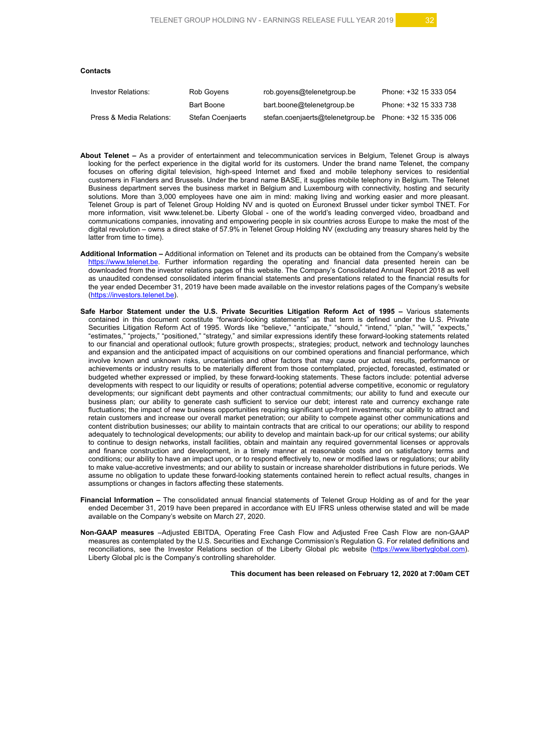**Contacts**

| | | | |
|---|---|---|---|
| Investor Relations: | Rob Goyens | rob.goyens@telenetgroup.be | Phone: +32 15 333 054 |
| | Bart Boone | bart.boone@telenetgroup.be | Phone: +32 15 333 738 |
| Press & Media Relations: | Stefan Coenjaerts | stefan.coenjaerts@telenetgroup.be | Phone: +32 15 335 006 |

**About Telenet –** As a provider of entertainment and telecommunication services in Belgium, Telenet Group is always looking for the perfect experience in the digital world for its customers. Under the brand name Telenet, the company focuses on offering digital television, high-speed Internet and fixed and mobile telephony services to residential customers in Flanders and Brussels. Under the brand name BASE, it supplies mobile telephony in Belgium. The Telenet Business department serves the business market in Belgium and Luxembourg with connectivity, hosting and security solutions. More than 3,000 employees have one aim in mind: making living and working easier and more pleasant. Telenet Group is part of Telenet Group Holding NV and is quoted on Euronext Brussel under ticker symbol TNET. For more information, visit www.telenet.be. Liberty Global - one of the world's leading converged video, broadband and communications companies, innovating and empowering people in six countries across Europe to make the most of the digital revolution – owns a direct stake of 57.9% in Telenet Group Holding NV (excluding any treasury shares held by the latter from time to time).

**Additional Information –** Additional information on Telenet and its products can be obtained from the Company's website https://www.telenet.be. Further information regarding the operating and financial data presented herein can be downloaded from the investor relations pages of this website. The Company's Consolidated Annual Report 2018 as well as unaudited condensed consolidated interim financial statements and presentations related to the financial results for the year ended December 31, 2019 have been made available on the investor relations pages of the Company's website (https://investors.telenet.be).

**Safe Harbor Statement under the U.S. Private Securities Litigation Reform Act of 1995 –** Various statements contained in this document constitute "forward-looking statements" as that term is defined under the U.S. Private Securities Litigation Reform Act of 1995. Words like "believe," "anticipate," "should," "intend," "plan," "will," "expects," "estimates," "projects," "positioned," "strategy," and similar expressions identify these forward-looking statements related to our financial and operational outlook; future growth prospects;, strategies; product, network and technology launches and expansion and the anticipated impact of acquisitions on our combined operations and financial performance, which involve known and unknown risks, uncertainties and other factors that may cause our actual results, performance or achievements or industry results to be materially different from those contemplated, projected, forecasted, estimated or budgeted whether expressed or implied, by these forward-looking statements. These factors include: potential adverse developments with respect to our liquidity or results of operations; potential adverse competitive, economic or regulatory developments; our significant debt payments and other contractual commitments; our ability to fund and execute our business plan; our ability to generate cash sufficient to service our debt; interest rate and currency exchange rate fluctuations; the impact of new business opportunities requiring significant up-front investments; our ability to attract and retain customers and increase our overall market penetration; our ability to compete against other communications and content distribution businesses; our ability to maintain contracts that are critical to our operations; our ability to respond adequately to technological developments; our ability to develop and maintain back-up for our critical systems; our ability to continue to design networks, install facilities, obtain and maintain any required governmental licenses or approvals and finance construction and development, in a timely manner at reasonable costs and on satisfactory terms and conditions; our ability to have an impact upon, or to respond effectively to, new or modified laws or regulations; our ability to make value-accretive investments; and our ability to sustain or increase shareholder distributions in future periods. We assume no obligation to update these forward-looking statements contained herein to reflect actual results, changes in assumptions or changes in factors affecting these statements.

**Financial Information –** The consolidated annual financial statements of Telenet Group Holding as of and for the year ended December 31, 2019 have been prepared in accordance with EU IFRS unless otherwise stated and will be made available on the Company's website on March 27, 2020.

**Non-GAAP measures** –Adjusted EBITDA, Operating Free Cash Flow and Adjusted Free Cash Flow are non-GAAP measures as contemplated by the U.S. Securities and Exchange Commission's Regulation G. For related definitions and reconciliations, see the Investor Relations section of the Liberty Global plc website (https://www.libertyglobal.com). Liberty Global plc is the Company's controlling shareholder.

**This document has been released on February 12, 2020 at 7:00am CET**